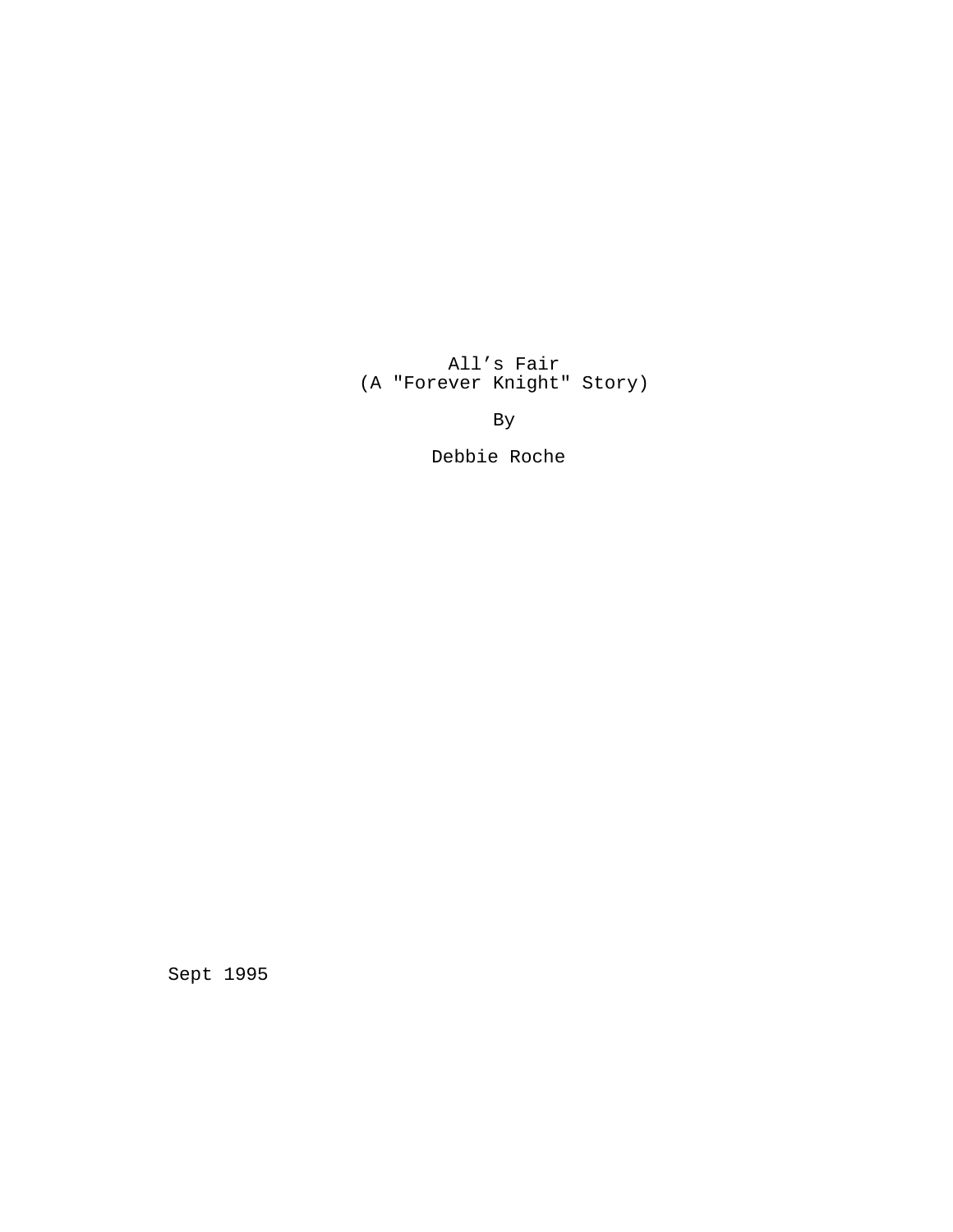# All’s Fair
## (A "Forever Knight" Story)

By

Debbie Roche

Sept 1995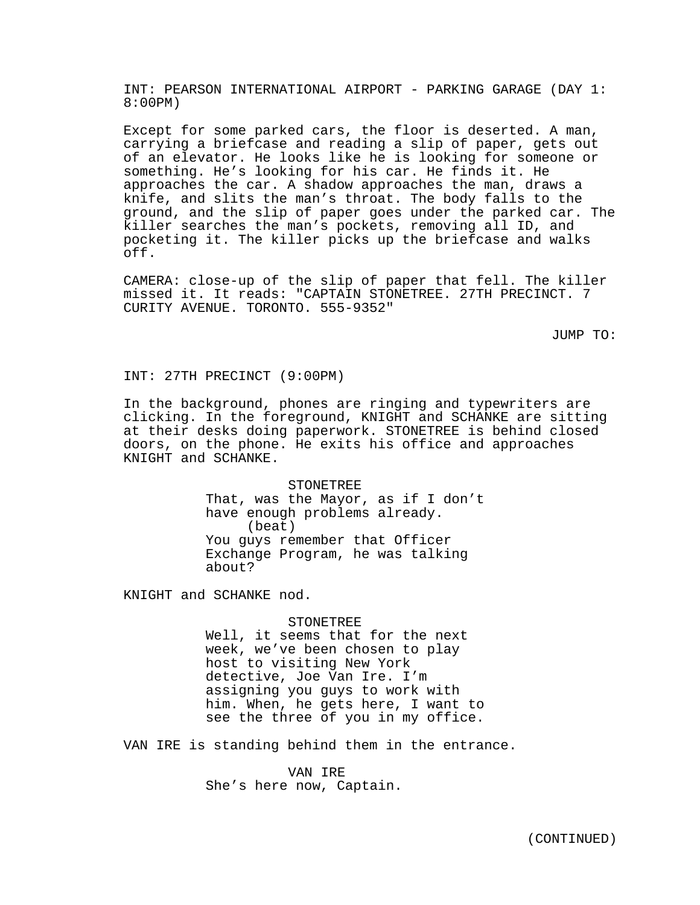INT: PEARSON INTERNATIONAL AIRPORT - PARKING GARAGE (DAY 1: 8:00PM)

Except for some parked cars, the floor is deserted. A man, carrying a briefcase and reading a slip of paper, gets out of an elevator. He looks like he is looking for someone or something. He's looking for his car. He finds it. He approaches the car. A shadow approaches the man, draws a knife, and slits the man's throat. The body falls to the ground, and the slip of paper goes under the parked car. The killer searches the man's pockets, removing all ID, and pocketing it. The killer picks up the briefcase and walks off.

CAMERA: close-up of the slip of paper that fell. The killer missed it. It reads: "CAPTAIN STONETREE. 27TH PRECINCT. 7 CURITY AVENUE. TORONTO. 555-9352"

JUMP TO:

INT: 27TH PRECINCT (9:00PM)

In the background, phones are ringing and typewriters are clicking. In the foreground, KNIGHT and SCHANKE are sitting at their desks doing paperwork. STONETREE is behind closed doors, on the phone. He exits his office and approaches KNIGHT and SCHANKE.

STONETREE
That, was the Mayor, as if I don't have enough problems already.
(beat)
You guys remember that Officer Exchange Program, he was talking about?

KNIGHT and SCHANKE nod.

STONETREE
Well, it seems that for the next week, we've been chosen to play host to visiting New York detective, Joe Van Ire. I'm assigning you guys to work with him. When, he gets here, I want to see the three of you in my office.

VAN IRE is standing behind them in the entrance.

VAN IRE
She's here now, Captain.

(CONTINUED)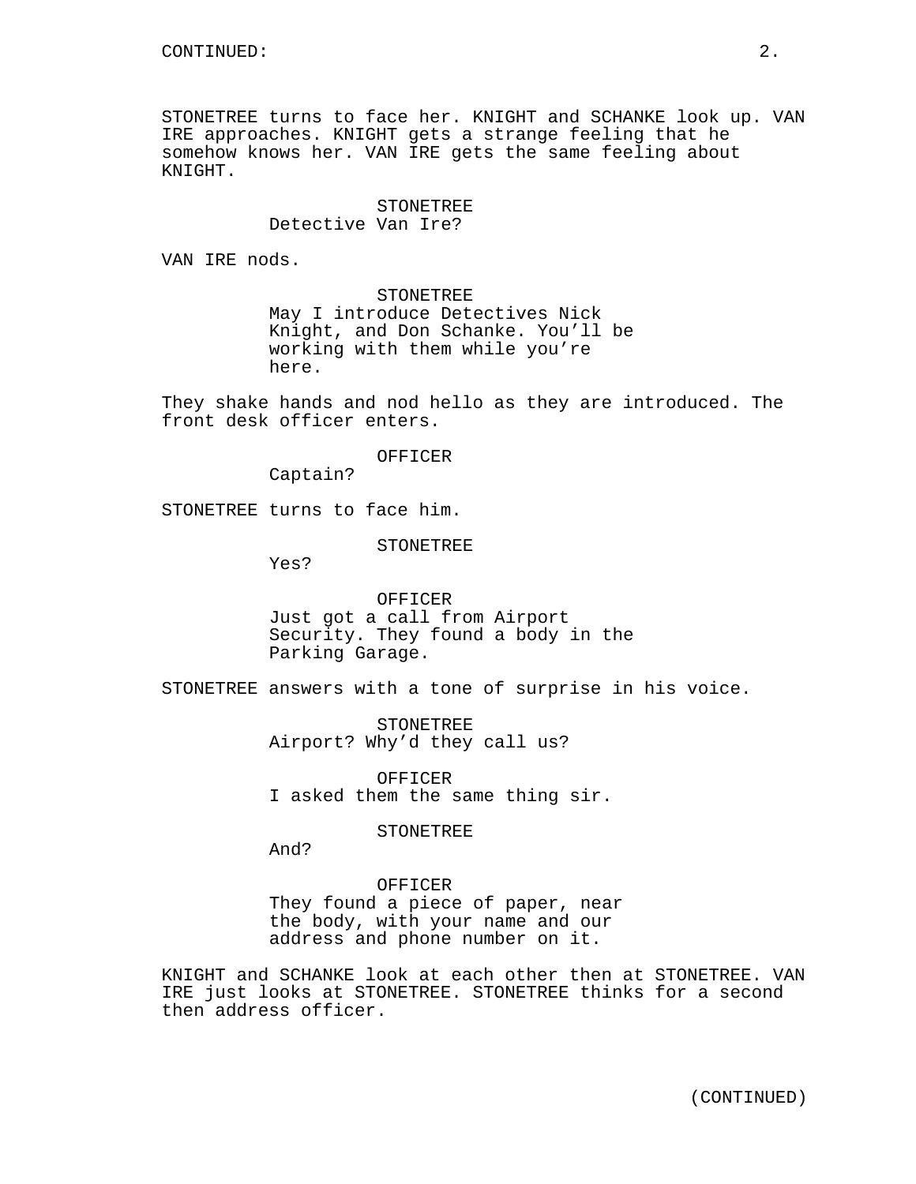STONETREE turns to face her. KNIGHT and SCHANKE look up. VAN IRE approaches. KNIGHT gets a strange feeling that he somehow knows her. VAN IRE gets the same feeling about KNIGHT.

STONETREE
Detective Van Ire?

VAN IRE nods.

STONETREE
May I introduce Detectives Nick Knight, and Don Schanke. You'll be working with them while you're here.

They shake hands and nod hello as they are introduced. The front desk officer enters.

OFFICER
Captain?

STONETREE turns to face him.

STONETREE
Yes?

OFFICER
Just got a call from Airport Security. They found a body in the Parking Garage.

STONETREE answers with a tone of surprise in his voice.

STONETREE
Airport? Why'd they call us?

OFFICER
I asked them the same thing sir.

STONETREE
And?

OFFICER
They found a piece of paper, near the body, with your name and our address and phone number on it.

KNIGHT and SCHANKE look at each other then at STONETREE. VAN IRE just looks at STONETREE. STONETREE thinks for a second then address officer.

(CONTINUED)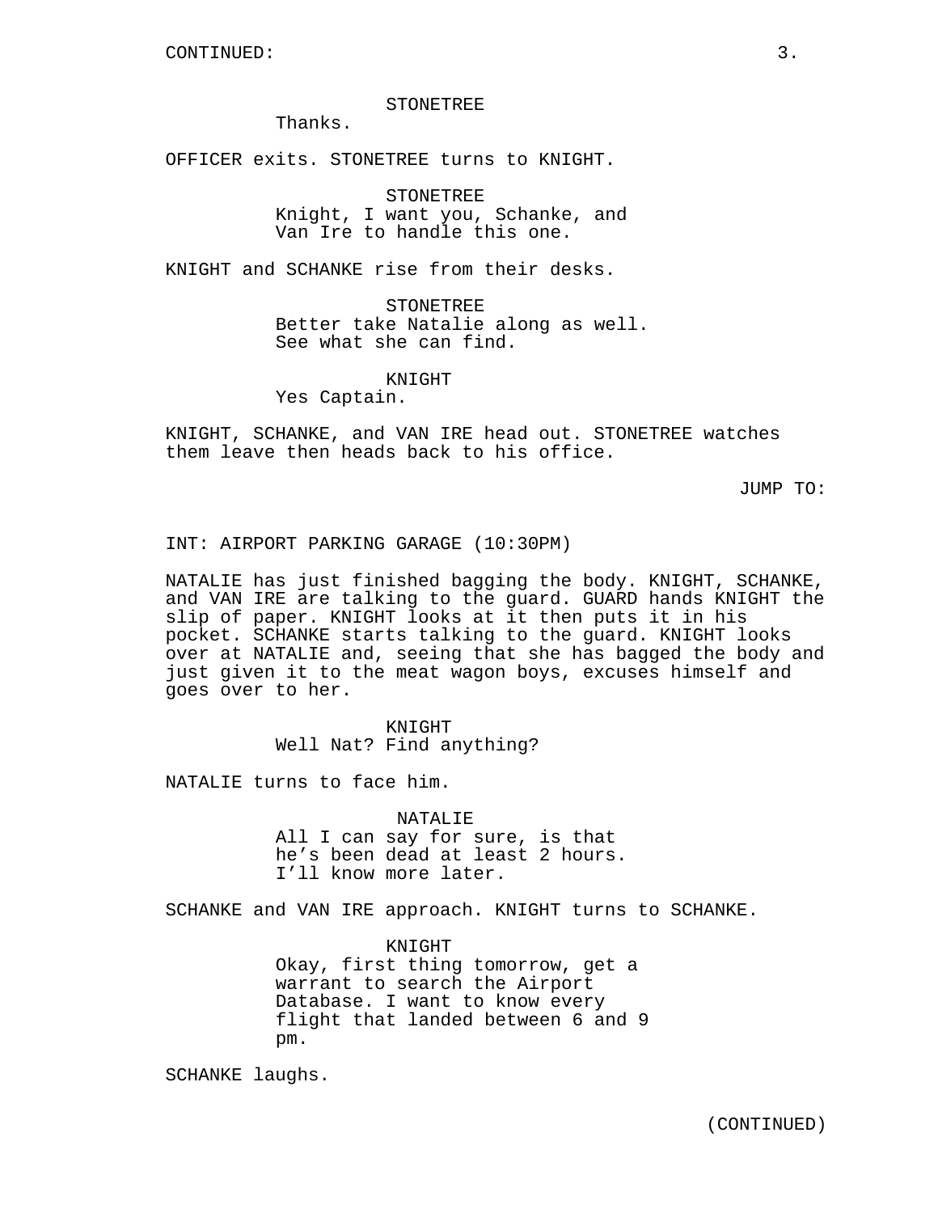CONTINUED:

STONETREE
Thanks.

OFFICER exits. STONETREE turns to KNIGHT.

STONETREE
Knight, I want you, Schanke, and Van Ire to handle this one.

KNIGHT and SCHANKE rise from their desks.

STONETREE
Better take Natalie along as well. See what she can find.

KNIGHT
Yes Captain.

KNIGHT, SCHANKE, and VAN IRE head out. STONETREE watches them leave then heads back to his office.

JUMP TO:

INT: AIRPORT PARKING GARAGE (10:30PM)

NATALIE has just finished bagging the body. KNIGHT, SCHANKE, and VAN IRE are talking to the guard. GUARD hands KNIGHT the slip of paper. KNIGHT looks at it then puts it in his pocket. SCHANKE starts talking to the guard. KNIGHT looks over at NATALIE and, seeing that she has bagged the body and just given it to the meat wagon boys, excuses himself and goes over to her.

KNIGHT
Well Nat? Find anything?

NATALIE turns to face him.

NATALIE
All I can say for sure, is that he's been dead at least 2 hours. I'll know more later.

SCHANKE and VAN IRE approach. KNIGHT turns to SCHANKE.

KNIGHT
Okay, first thing tomorrow, get a warrant to search the Airport Database. I want to know every flight that landed between 6 and 9 pm.

SCHANKE laughs.

(CONTINUED)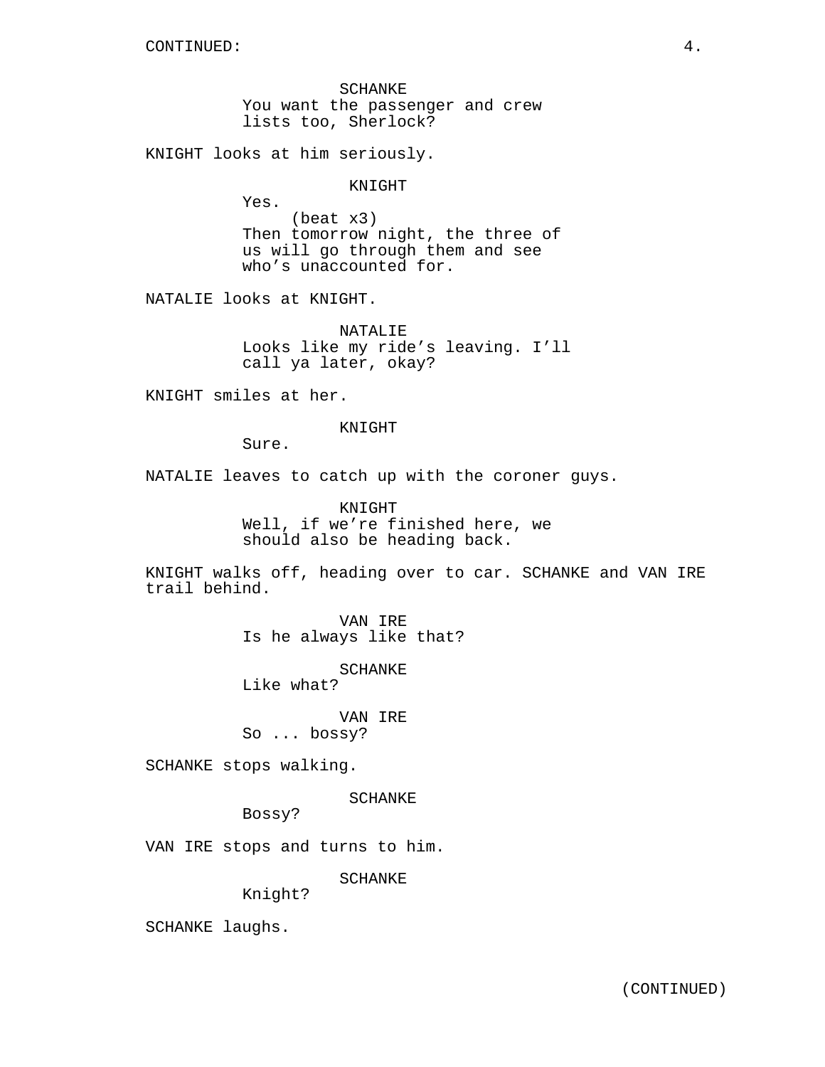CONTINUED:

SCHANKE
You want the passenger and crew lists too, Sherlock?

KNIGHT looks at him seriously.

KNIGHT
Yes.
(beat x3)
Then tomorrow night, the three of us will go through them and see who's unaccounted for.

NATALIE looks at KNIGHT.

NATALIE
Looks like my ride's leaving. I'll call ya later, okay?

KNIGHT smiles at her.

KNIGHT
Sure.

NATALIE leaves to catch up with the coroner guys.

KNIGHT
Well, if we're finished here, we should also be heading back.

KNIGHT walks off, heading over to car. SCHANKE and VAN IRE trail behind.

VAN IRE
Is he always like that?

SCHANKE
Like what?

VAN IRE
So ... bossy?

SCHANKE stops walking.

SCHANKE
Bossy?

VAN IRE stops and turns to him.

SCHANKE
Knight?

SCHANKE laughs.

(CONTINUED)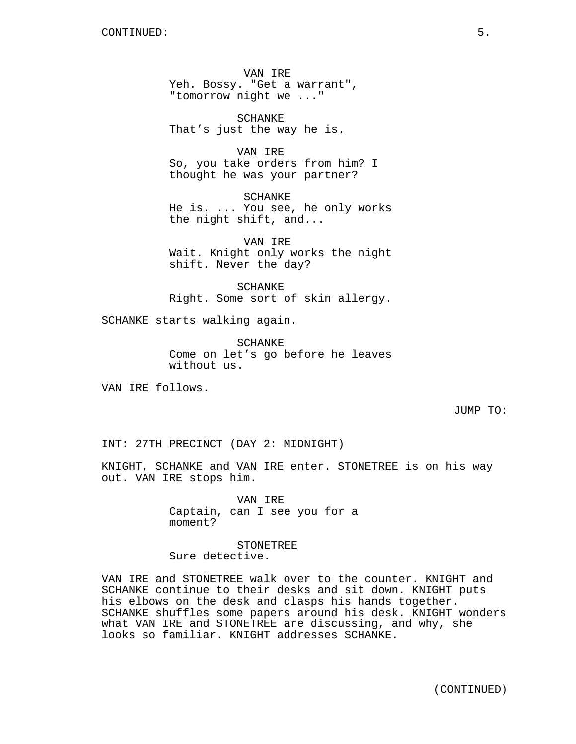CONTINUED:

VAN IRE
Yeh. Bossy. "Get a warrant", "tomorrow night we ..."

SCHANKE
That's just the way he is.

VAN IRE
So, you take orders from him? I thought he was your partner?

SCHANKE
He is. ... You see, he only works the night shift, and...

VAN IRE
Wait. Knight only works the night shift. Never the day?

SCHANKE
Right. Some sort of skin allergy.

SCHANKE starts walking again.

SCHANKE
Come on let's go before he leaves without us.

VAN IRE follows.

JUMP TO:

INT: 27TH PRECINCT (DAY 2: MIDNIGHT)

KNIGHT, SCHANKE and VAN IRE enter. STONETREE is on his way out. VAN IRE stops him.

VAN IRE
Captain, can I see you for a moment?

STONETREE
Sure detective.

VAN IRE and STONETREE walk over to the counter. KNIGHT and SCHANKE continue to their desks and sit down. KNIGHT puts his elbows on the desk and clasps his hands together. SCHANKE shuffles some papers around his desk. KNIGHT wonders what VAN IRE and STONETREE are discussing, and why, she looks so familiar. KNIGHT addresses SCHANKE.

(CONTINUED)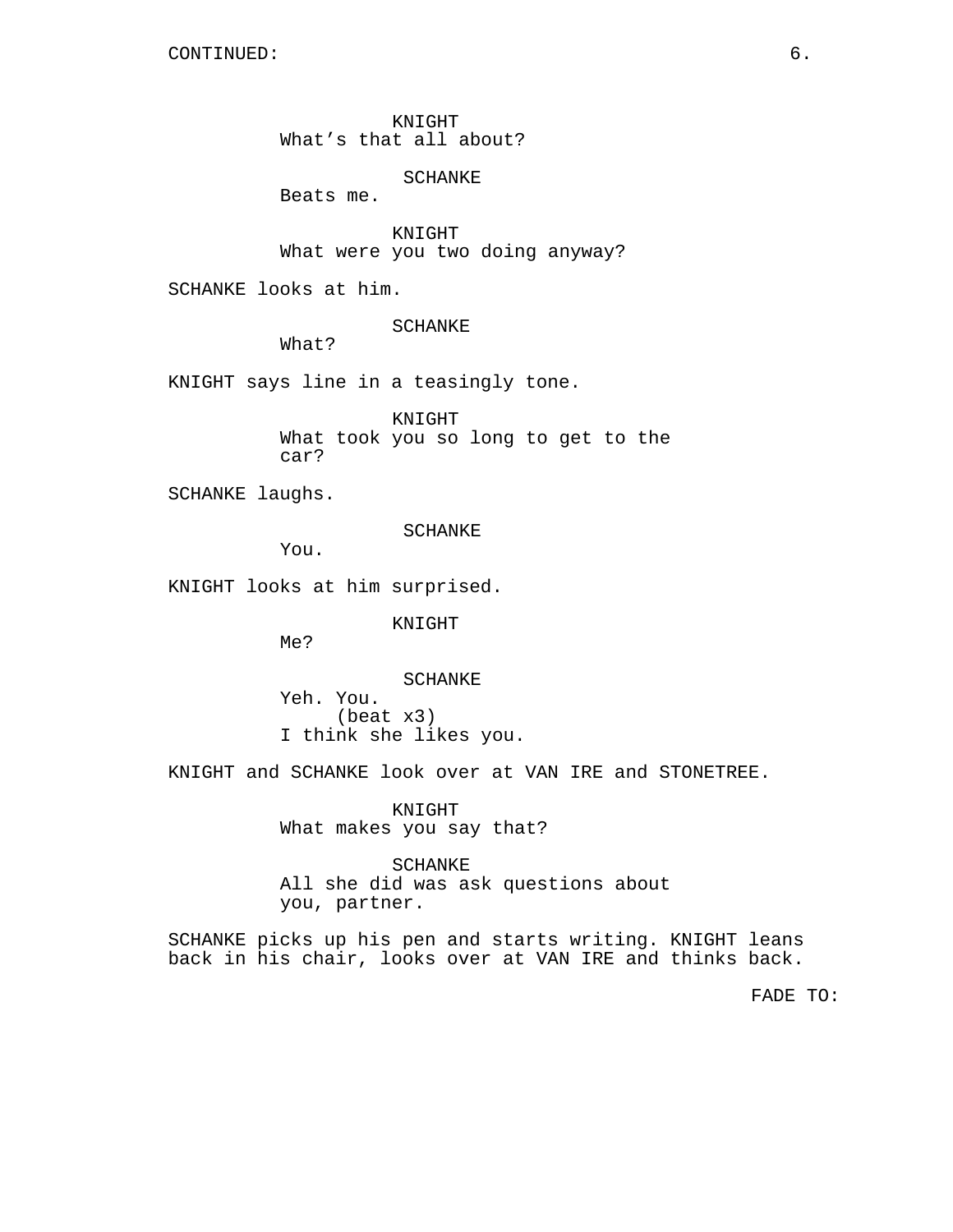CONTINUED:

KNIGHT
What's that all about?

SCHANKE
Beats me.

KNIGHT
What were you two doing anyway?

SCHANKE looks at him.

SCHANKE
What?

KNIGHT says line in a teasingly tone.

KNIGHT
What took you so long to get to the car?

SCHANKE laughs.

SCHANKE
You.

KNIGHT looks at him surprised.

KNIGHT
Me?

SCHANKE
Yeh. You.
(beat x3)
I think she likes you.

KNIGHT and SCHANKE look over at VAN IRE and STONETREE.

KNIGHT
What makes you say that?

SCHANKE
All she did was ask questions about you, partner.

SCHANKE picks up his pen and starts writing. KNIGHT leans back in his chair, looks over at VAN IRE and thinks back.

FADE TO: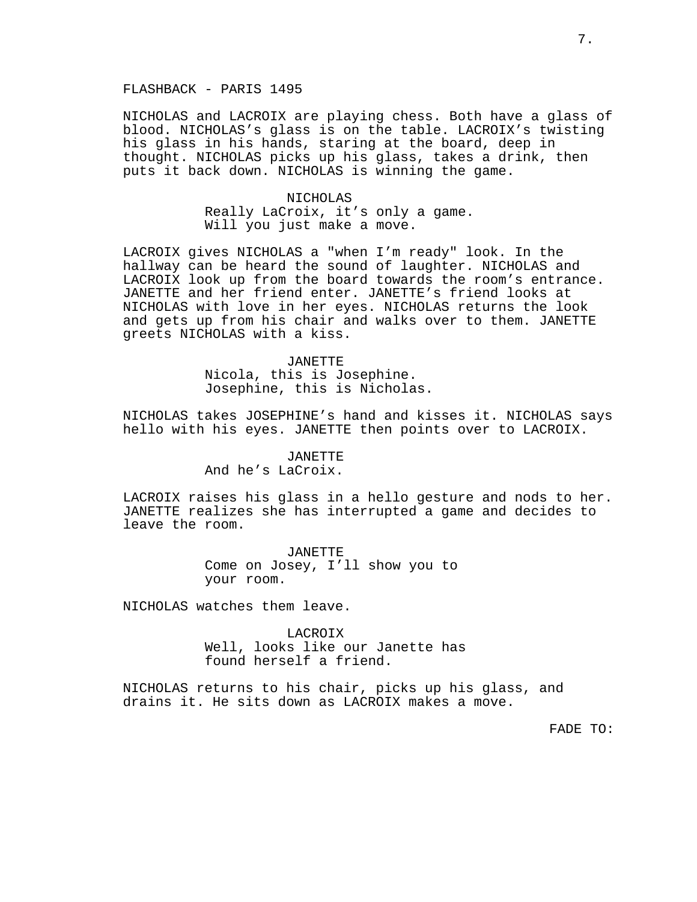FLASHBACK - PARIS 1495

NICHOLAS and LACROIX are playing chess. Both have a glass of blood. NICHOLAS's glass is on the table. LACROIX's twisting his glass in his hands, staring at the board, deep in thought. NICHOLAS picks up his glass, takes a drink, then puts it back down. NICHOLAS is winning the game.

NICHOLAS
Really LaCroix, it's only a game. Will you just make a move.

LACROIX gives NICHOLAS a "when I'm ready" look. In the hallway can be heard the sound of laughter. NICHOLAS and LACROIX look up from the board towards the room's entrance. JANETTE and her friend enter. JANETTE's friend looks at NICHOLAS with love in her eyes. NICHOLAS returns the look and gets up from his chair and walks over to them. JANETTE greets NICHOLAS with a kiss.

JANETTE
Nicola, this is Josephine. Josephine, this is Nicholas.

NICHOLAS takes JOSEPHINE's hand and kisses it. NICHOLAS says hello with his eyes. JANETTE then points over to LACROIX.

JANETTE
And he's LaCroix.

LACROIX raises his glass in a hello gesture and nods to her. JANETTE realizes she has interrupted a game and decides to leave the room.

JANETTE
Come on Josey, I'll show you to your room.

NICHOLAS watches them leave.

LACROIX
Well, looks like our Janette has found herself a friend.

NICHOLAS returns to his chair, picks up his glass, and drains it. He sits down as LACROIX makes a move.

FADE TO: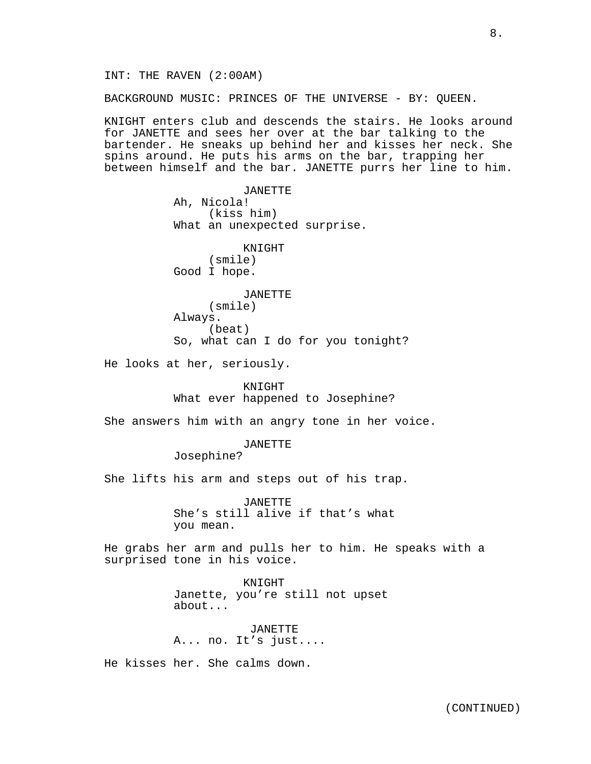INT: THE RAVEN (2:00AM)

BACKGROUND MUSIC: PRINCES OF THE UNIVERSE - BY: QUEEN.

KNIGHT enters club and descends the stairs. He looks around for JANETTE and sees her over at the bar talking to the bartender. He sneaks up behind her and kisses her neck. She spins around. He puts his arms on the bar, trapping her between himself and the bar. JANETTE purrs her line to him.

JANETTE
Ah, Nicola!
(kiss him)
What an unexpected surprise.

KNIGHT
(smile)
Good I hope.

JANETTE
(smile)
Always.
(beat)
So, what can I do for you tonight?

He looks at her, seriously.

KNIGHT
What ever happened to Josephine?

She answers him with an angry tone in her voice.

JANETTE
Josephine?

She lifts his arm and steps out of his trap.

JANETTE
She's still alive if that's what you mean.

He grabs her arm and pulls her to him. He speaks with a surprised tone in his voice.

KNIGHT
Janette, you're still not upset about...

JANETTE
A... no. It's just....

He kisses her. She calms down.

(CONTINUED)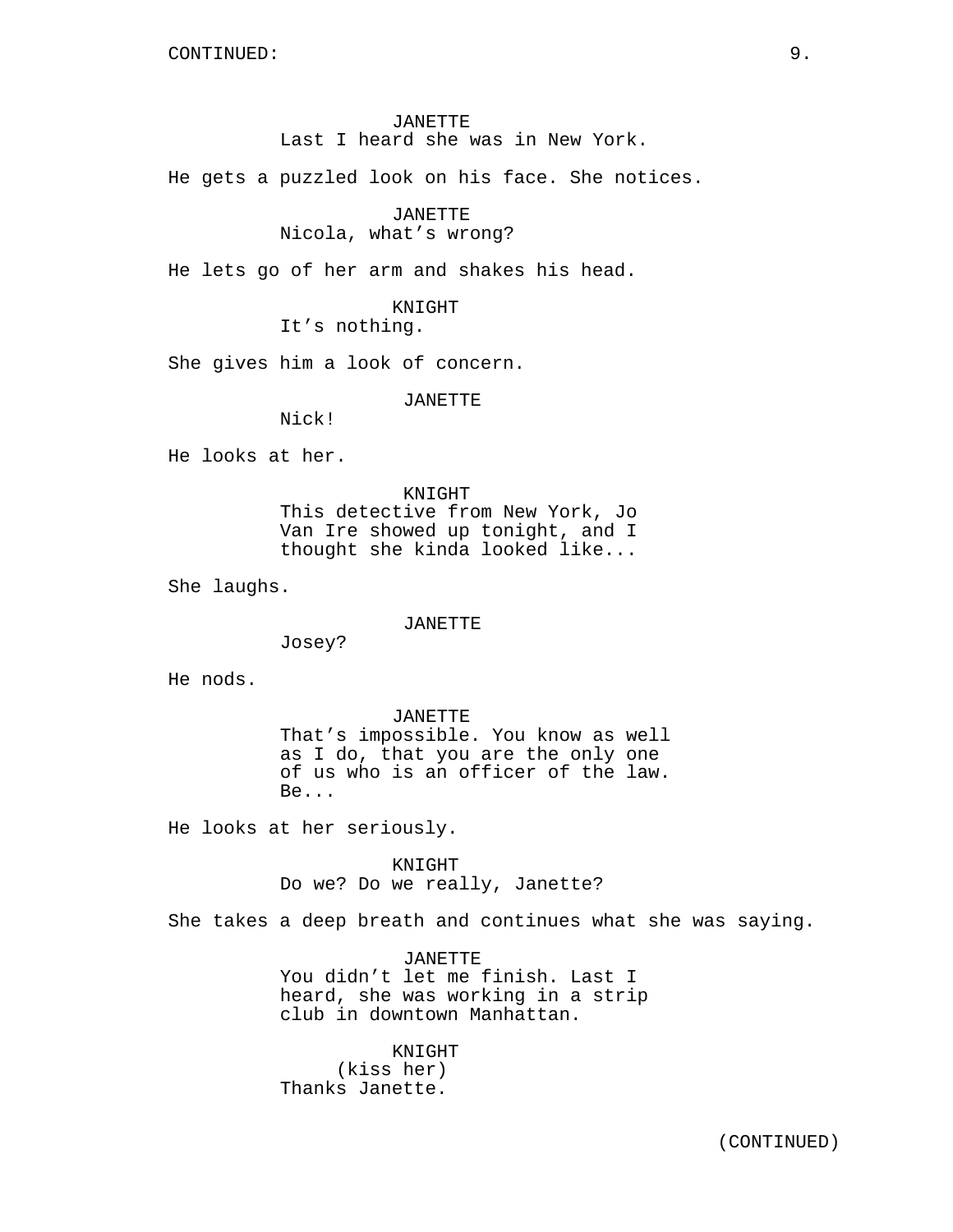CONTINUED:

JANETTE
Last I heard she was in New York.

He gets a puzzled look on his face. She notices.

JANETTE
Nicola, what's wrong?

He lets go of her arm and shakes his head.

KNIGHT
It's nothing.

She gives him a look of concern.

JANETTE
Nick!

He looks at her.

KNIGHT
This detective from New York, Jo Van Ire showed up tonight, and I thought she kinda looked like...

She laughs.

JANETTE
Josey?

He nods.

JANETTE
That's impossible. You know as well as I do, that you are the only one of us who is an officer of the law. Be...

He looks at her seriously.

KNIGHT
Do we? Do we really, Janette?

She takes a deep breath and continues what she was saying.

JANETTE
You didn't let me finish. Last I heard, she was working in a strip club in downtown Manhattan.

KNIGHT
(kiss her)
Thanks Janette.

(CONTINUED)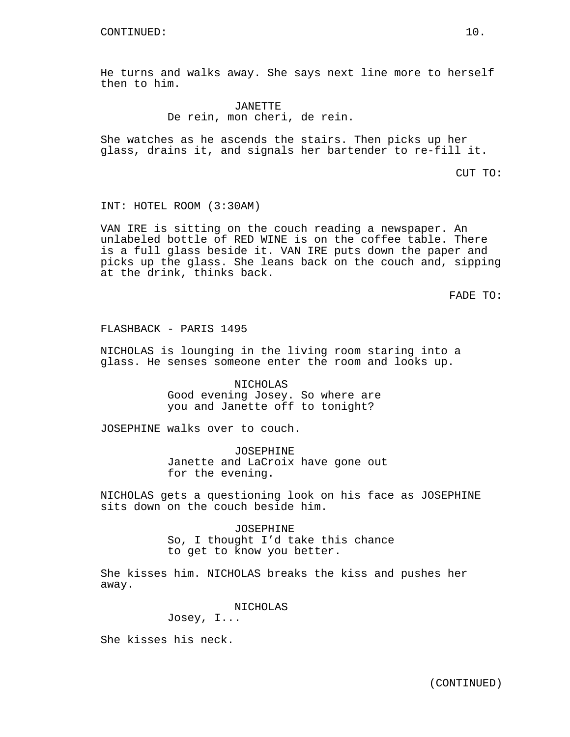CONTINUED:

He turns and walks away. She says next line more to herself then to him.

JANETTE
De rein, mon cheri, de rein.

She watches as he ascends the stairs. Then picks up her glass, drains it, and signals her bartender to re-fill it.

CUT TO:

INT: HOTEL ROOM (3:30AM)

VAN IRE is sitting on the couch reading a newspaper. An unlabeled bottle of RED WINE is on the coffee table. There is a full glass beside it. VAN IRE puts down the paper and picks up the glass. She leans back on the couch and, sipping at the drink, thinks back.

FADE TO:

FLASHBACK - PARIS 1495

NICHOLAS is lounging in the living room staring into a glass. He senses someone enter the room and looks up.

NICHOLAS
Good evening Josey. So where are you and Janette off to tonight?

JOSEPHINE walks over to couch.

JOSEPHINE
Janette and LaCroix have gone out for the evening.

NICHOLAS gets a questioning look on his face as JOSEPHINE sits down on the couch beside him.

JOSEPHINE
So, I thought I'd take this chance to get to know you better.

She kisses him. NICHOLAS breaks the kiss and pushes her away.

NICHOLAS
Josey, I...

She kisses his neck.

(CONTINUED)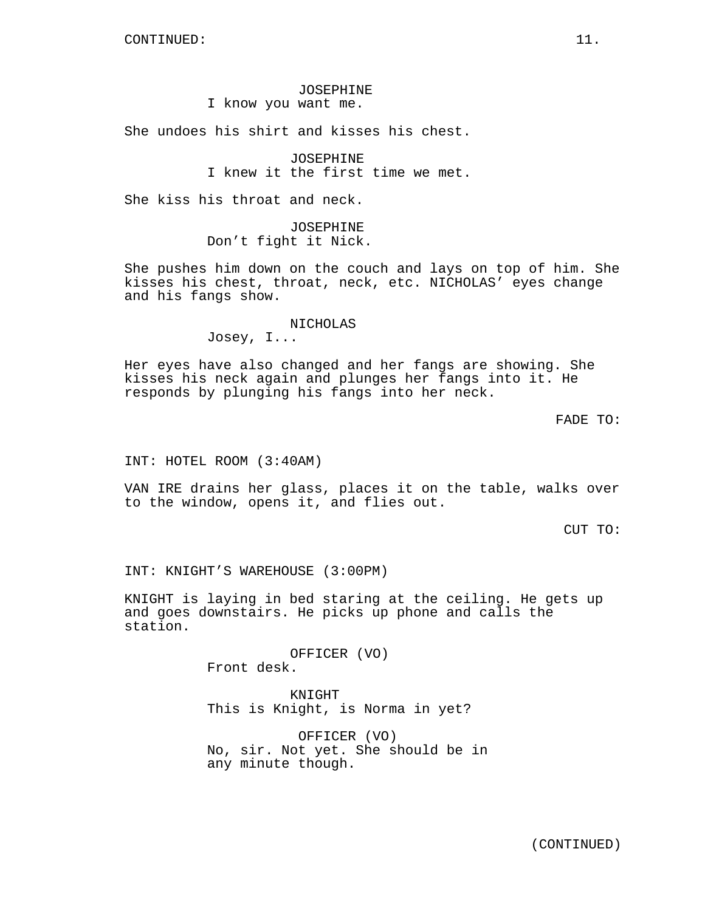CONTINUED:

JOSEPHINE
I know you want me.

She undoes his shirt and kisses his chest.

JOSEPHINE
I knew it the first time we met.

She kiss his throat and neck.

JOSEPHINE
Don't fight it Nick.

She pushes him down on the couch and lays on top of him. She kisses his chest, throat, neck, etc. NICHOLAS' eyes change and his fangs show.

NICHOLAS
Josey, I...

Her eyes have also changed and her fangs are showing. She kisses his neck again and plunges her fangs into it. He responds by plunging his fangs into her neck.

FADE TO:

INT: HOTEL ROOM (3:40AM)

VAN IRE drains her glass, places it on the table, walks over to the window, opens it, and flies out.

CUT TO:

INT: KNIGHT'S WAREHOUSE (3:00PM)

KNIGHT is laying in bed staring at the ceiling. He gets up and goes downstairs. He picks up phone and calls the station.

OFFICER (VO)
Front desk.

KNIGHT
This is Knight, is Norma in yet?

OFFICER (VO)
No, sir. Not yet. She should be in any minute though.

(CONTINUED)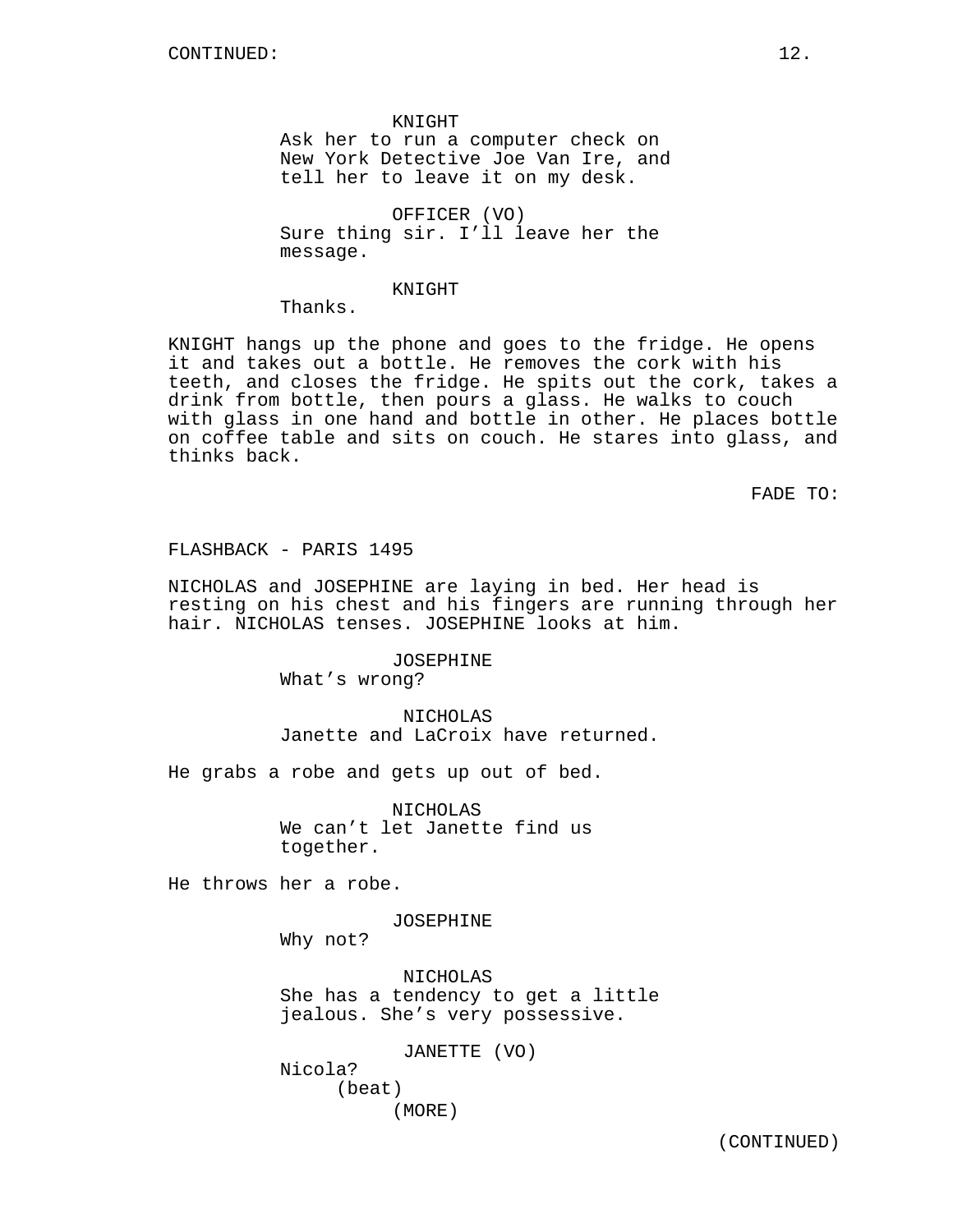CONTINUED:

KNIGHT
Ask her to run a computer check on New York Detective Joe Van Ire, and tell her to leave it on my desk.

OFFICER (VO)
Sure thing sir. I'll leave her the message.

KNIGHT
Thanks.

KNIGHT hangs up the phone and goes to the fridge. He opens it and takes out a bottle. He removes the cork with his teeth, and closes the fridge. He spits out the cork, takes a drink from bottle, then pours a glass. He walks to couch with glass in one hand and bottle in other. He places bottle on coffee table and sits on couch. He stares into glass, and thinks back.

FADE TO:

FLASHBACK - PARIS 1495

NICHOLAS and JOSEPHINE are laying in bed. Her head is resting on his chest and his fingers are running through her hair. NICHOLAS tenses. JOSEPHINE looks at him.

JOSEPHINE
What's wrong?

NICHOLAS
Janette and LaCroix have returned.

He grabs a robe and gets up out of bed.

NICHOLAS
We can't let Janette find us together.

He throws her a robe.

JOSEPHINE
Why not?

NICHOLAS
She has a tendency to get a little jealous. She's very possessive.

JANETTE (VO)
Nicola?
(beat)
(MORE)

(CONTINUED)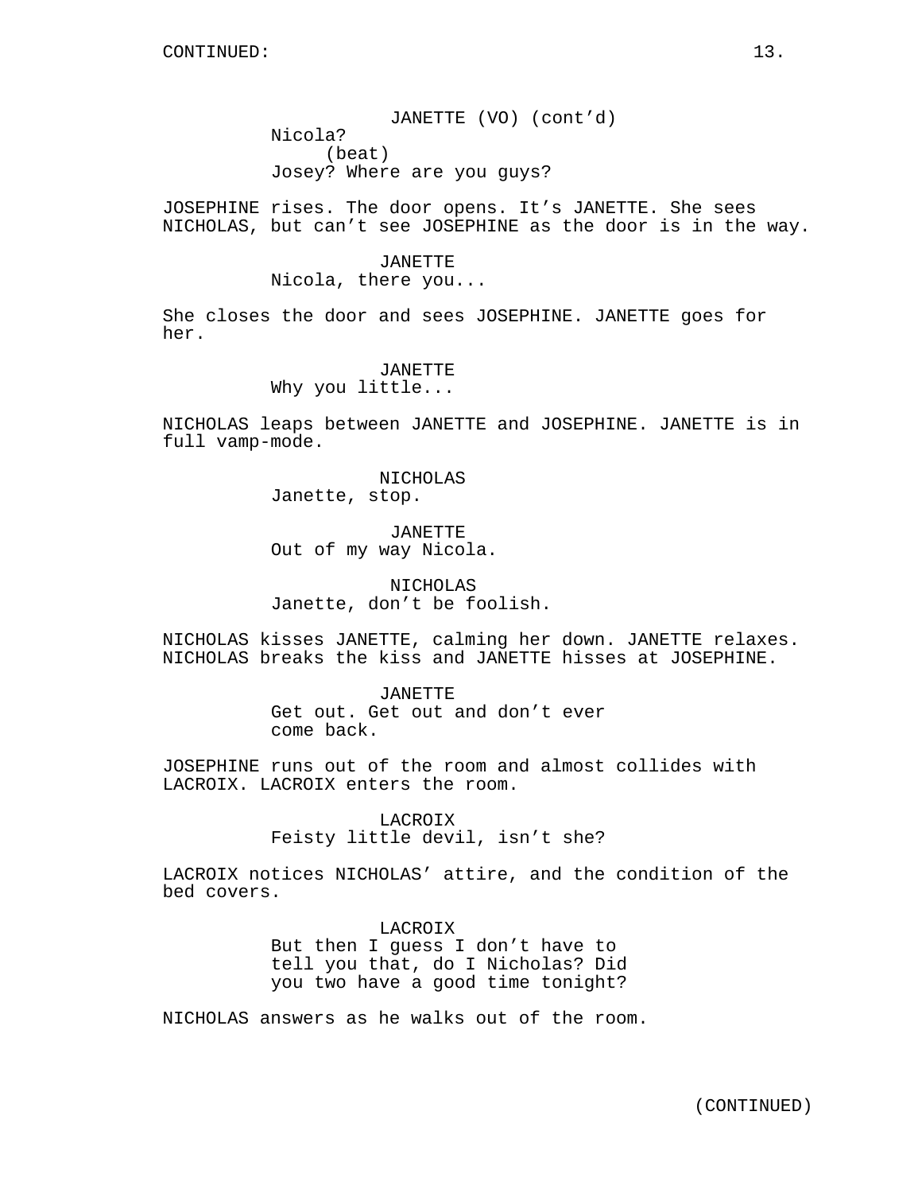JANETTE (VO) (cont'd)
Nicola?
(beat)
Josey? Where are you guys?

JOSEPHINE rises. The door opens. It's JANETTE. She sees NICHOLAS, but can't see JOSEPHINE as the door is in the way.

JANETTE
Nicola, there you...

She closes the door and sees JOSEPHINE. JANETTE goes for her.

JANETTE
Why you little...

NICHOLAS leaps between JANETTE and JOSEPHINE. JANETTE is in full vamp-mode.

NICHOLAS
Janette, stop.

JANETTE
Out of my way Nicola.

NICHOLAS
Janette, don't be foolish.

NICHOLAS kisses JANETTE, calming her down. JANETTE relaxes. NICHOLAS breaks the kiss and JANETTE hisses at JOSEPHINE.

JANETTE
Get out. Get out and don't ever come back.

JOSEPHINE runs out of the room and almost collides with LACROIX. LACROIX enters the room.

LACROIX
Feisty little devil, isn't she?

LACROIX notices NICHOLAS' attire, and the condition of the bed covers.

LACROIX
But then I guess I don't have to tell you that, do I Nicholas? Did you two have a good time tonight?

NICHOLAS answers as he walks out of the room.

(CONTINUED)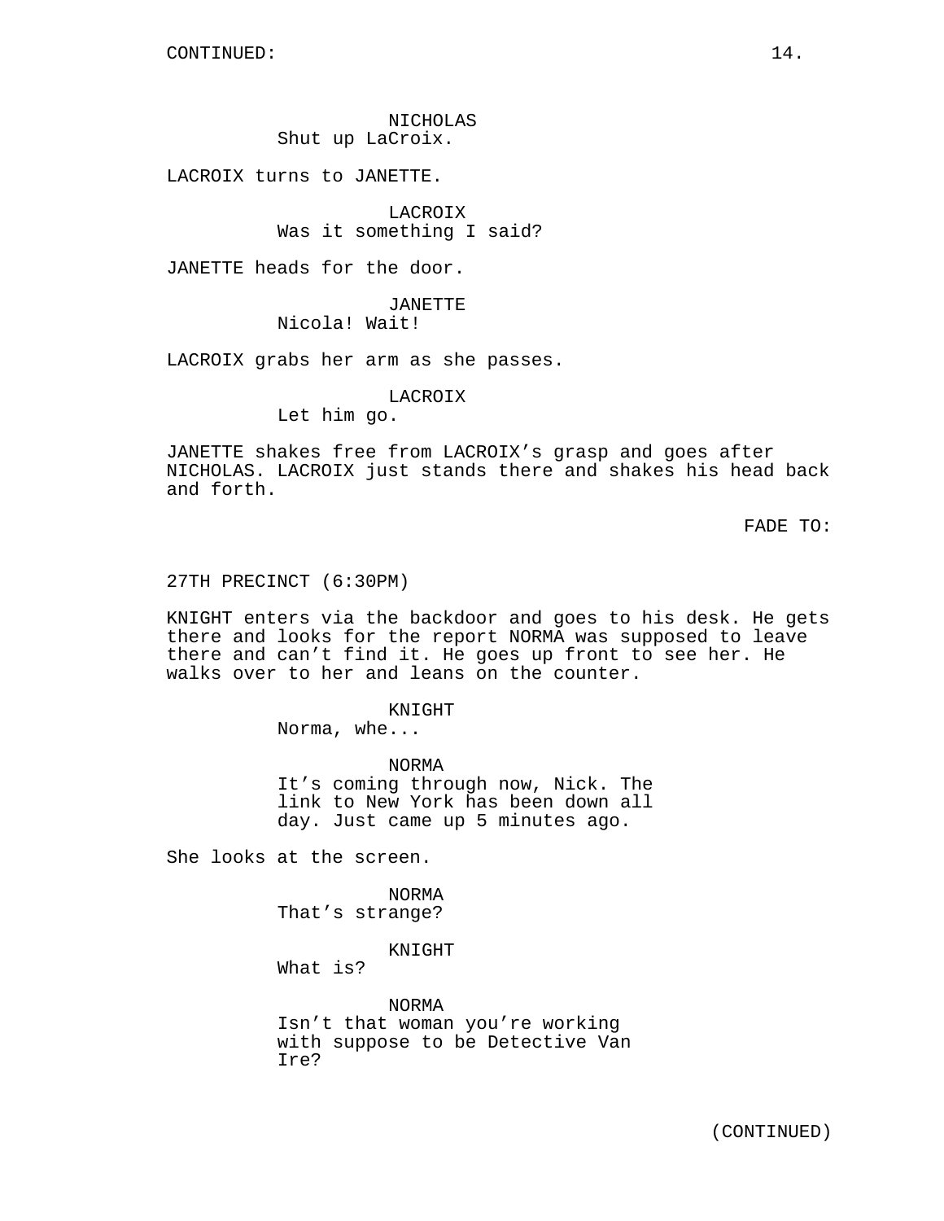CONTINUED:

NICHOLAS
Shut up LaCroix.

LACROIX turns to JANETTE.

LACROIX
Was it something I said?

JANETTE heads for the door.

JANETTE
Nicola! Wait!

LACROIX grabs her arm as she passes.

LACROIX
Let him go.

JANETTE shakes free from LACROIX's grasp and goes after NICHOLAS. LACROIX just stands there and shakes his head back and forth.

FADE TO:

27TH PRECINCT (6:30PM)

KNIGHT enters via the backdoor and goes to his desk. He gets there and looks for the report NORMA was supposed to leave there and can't find it. He goes up front to see her. He walks over to her and leans on the counter.

KNIGHT
Norma, whe...

NORMA
It's coming through now, Nick. The link to New York has been down all day. Just came up 5 minutes ago.

She looks at the screen.

NORMA
That's strange?

KNIGHT
What is?

NORMA
Isn't that woman you're working with suppose to be Detective Van Ire?

(CONTINUED)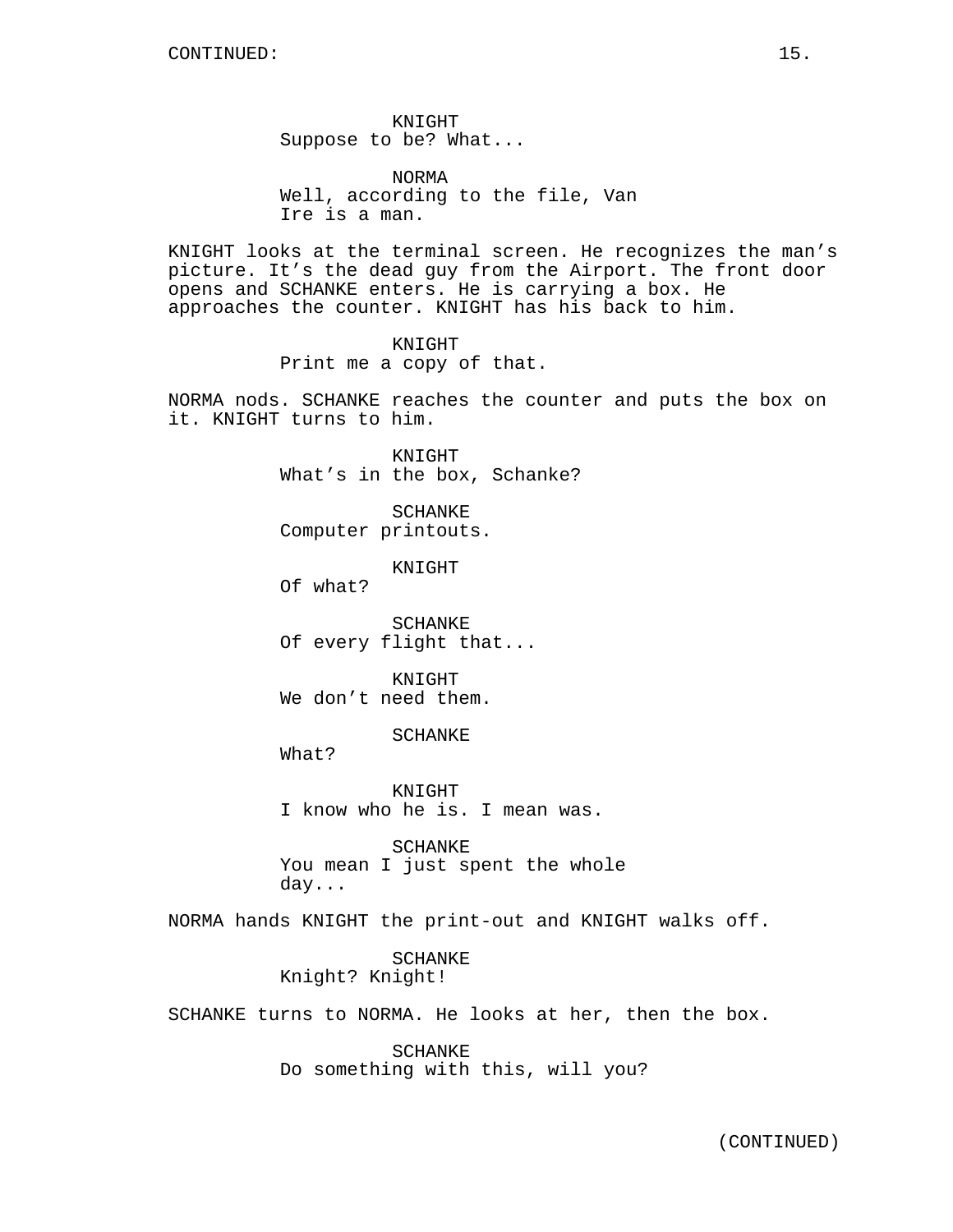KNIGHT
Suppose to be? What...

NORMA
Well, according to the file, Van Ire is a man.

KNIGHT looks at the terminal screen. He recognizes the man's picture. It's the dead guy from the Airport. The front door opens and SCHANKE enters. He is carrying a box. He approaches the counter. KNIGHT has his back to him.

KNIGHT
Print me a copy of that.

NORMA nods. SCHANKE reaches the counter and puts the box on it. KNIGHT turns to him.

KNIGHT
What's in the box, Schanke?

SCHANKE
Computer printouts.

KNIGHT
Of what?

SCHANKE
Of every flight that...

KNIGHT
We don't need them.

SCHANKE
What?

KNIGHT
I know who he is. I mean was.

SCHANKE
You mean I just spent the whole day...

NORMA hands KNIGHT the print-out and KNIGHT walks off.

SCHANKE
Knight? Knight!

SCHANKE turns to NORMA. He looks at her, then the box.

SCHANKE
Do something with this, will you?

(CONTINUED)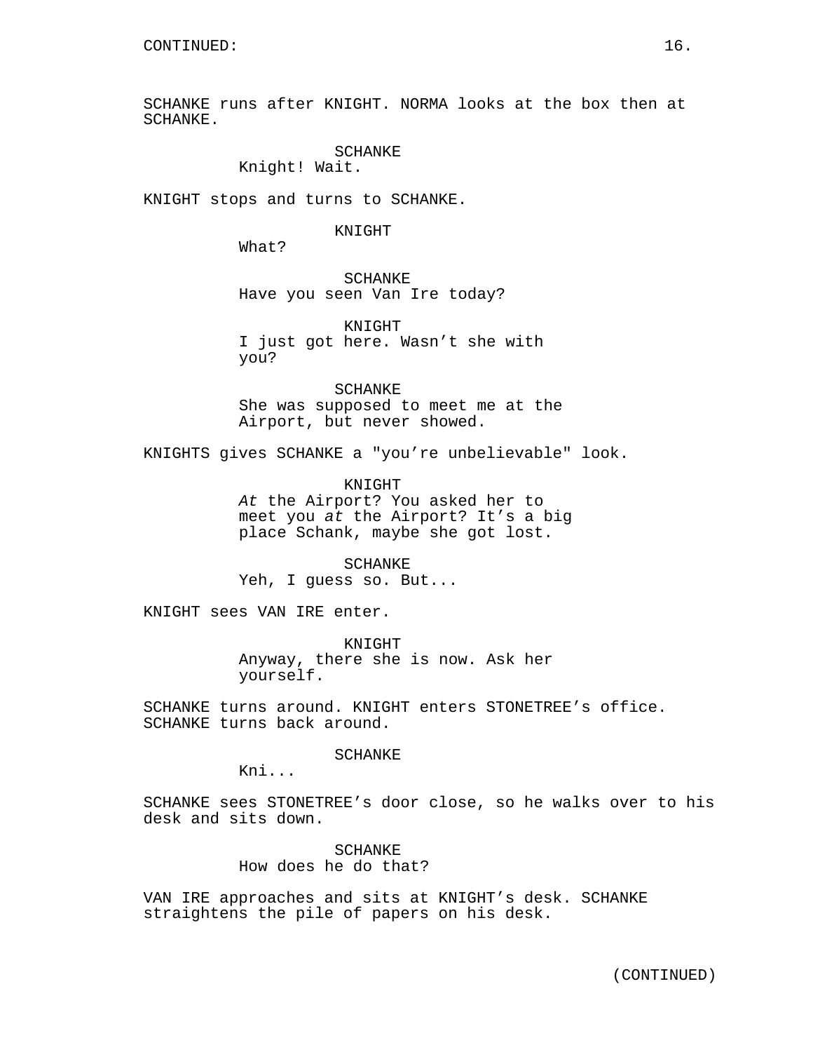SCHANKE runs after KNIGHT. NORMA looks at the box then at SCHANKE.

SCHANKE
Knight! Wait.

KNIGHT stops and turns to SCHANKE.

KNIGHT
What?

SCHANKE
Have you seen Van Ire today?

KNIGHT
I just got here. Wasn't she with you?

SCHANKE
She was supposed to meet me at the Airport, but never showed.

KNIGHTS gives SCHANKE a "you're unbelievable" look.

KNIGHT
*At* the Airport? You asked her to meet you *at* the Airport? It's a big place Schank, maybe she got lost.

SCHANKE
Yeh, I guess so. But...

KNIGHT sees VAN IRE enter.

KNIGHT
Anyway, there she is now. Ask her yourself.

SCHANKE turns around. KNIGHT enters STONETREE's office. SCHANKE turns back around.

SCHANKE
Kni...

SCHANKE sees STONETREE's door close, so he walks over to his desk and sits down.

SCHANKE
How does he do that?

VAN IRE approaches and sits at KNIGHT's desk. SCHANKE straightens the pile of papers on his desk.

(CONTINUED)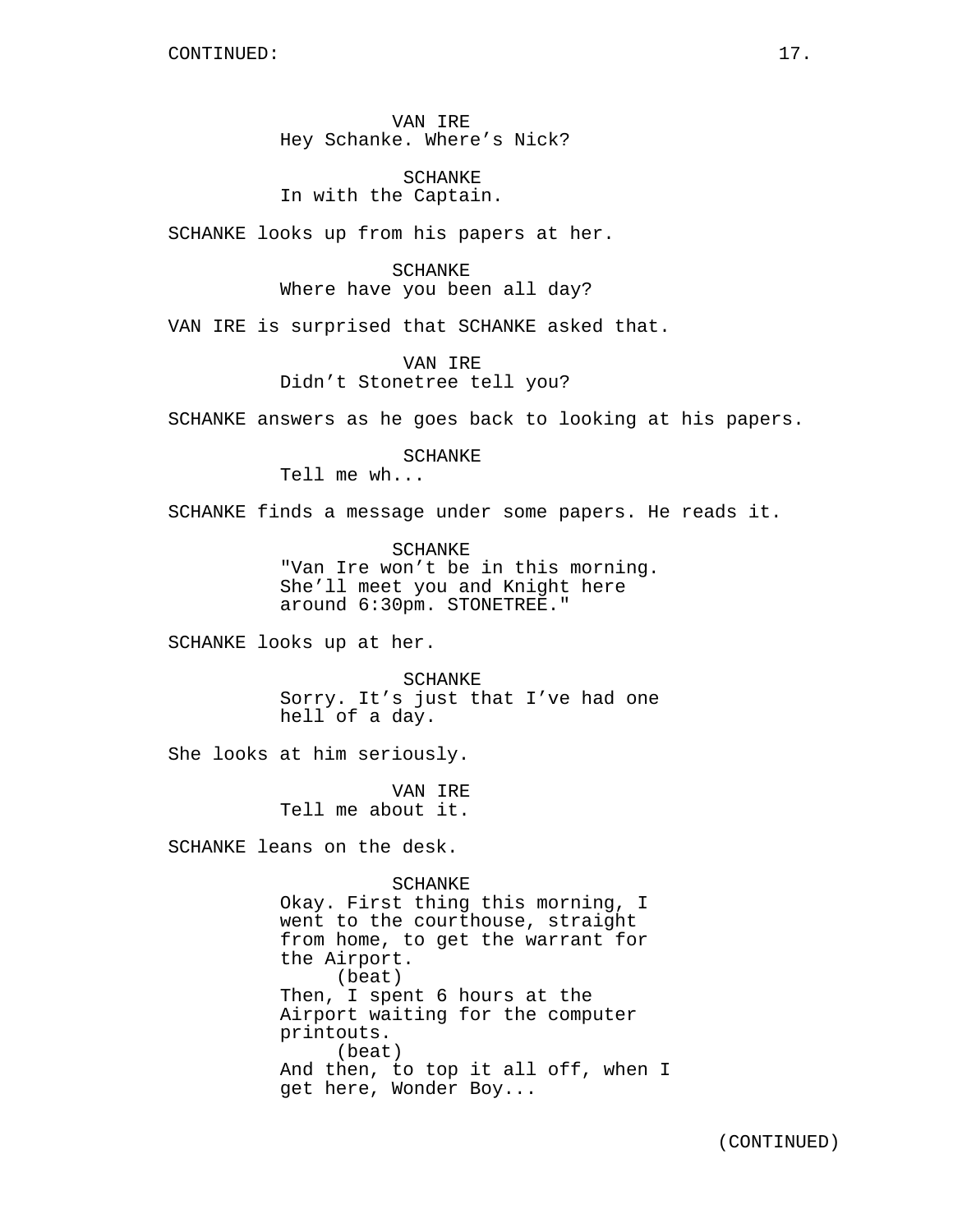CONTINUED:

VAN IRE
Hey Schanke. Where's Nick?

SCHANKE
In with the Captain.

SCHANKE looks up from his papers at her.

SCHANKE
Where have you been all day?

VAN IRE is surprised that SCHANKE asked that.

VAN IRE
Didn't Stonetree tell you?

SCHANKE answers as he goes back to looking at his papers.

SCHANKE
Tell me wh...

SCHANKE finds a message under some papers. He reads it.

SCHANKE
"Van Ire won't be in this morning. She'll meet you and Knight here around 6:30pm. STONETREE."

SCHANKE looks up at her.

SCHANKE
Sorry. It's just that I've had one hell of a day.

She looks at him seriously.

VAN IRE
Tell me about it.

SCHANKE leans on the desk.

SCHANKE
Okay. First thing this morning, I went to the courthouse, straight from home, to get the warrant for the Airport.
(beat)
Then, I spent 6 hours at the Airport waiting for the computer printouts.
(beat)
And then, to top it all off, when I get here, Wonder Boy...

(CONTINUED)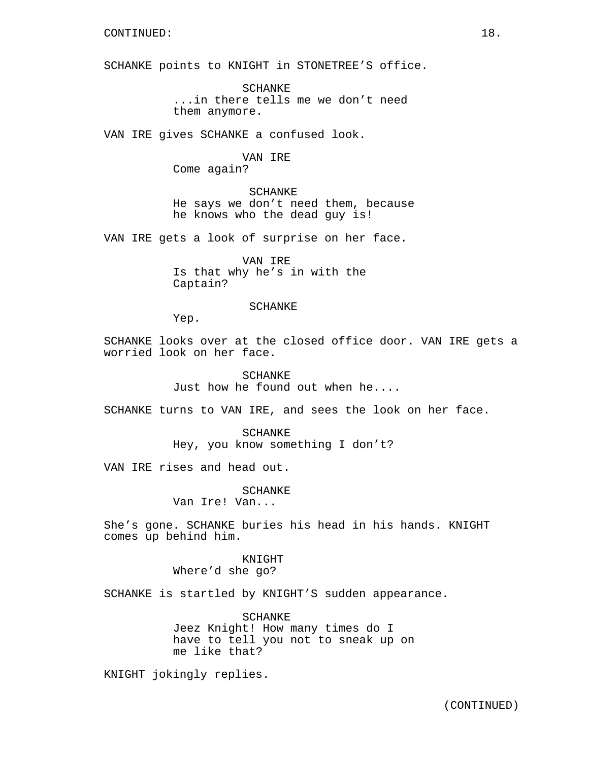SCHANKE points to KNIGHT in STONETREE'S office.

SCHANKE
...in there tells me we don't need them anymore.

VAN IRE gives SCHANKE a confused look.

VAN IRE
Come again?

SCHANKE
He says we don't need them, because he knows who the dead guy is!

VAN IRE gets a look of surprise on her face.

VAN IRE
Is that why he's in with the Captain?

SCHANKE
Yep.

SCHANKE looks over at the closed office door. VAN IRE gets a worried look on her face.

SCHANKE
Just how he found out when he....

SCHANKE turns to VAN IRE, and sees the look on her face.

SCHANKE
Hey, you know something I don't?

VAN IRE rises and head out.

SCHANKE
Van Ire! Van...

She's gone. SCHANKE buries his head in his hands. KNIGHT comes up behind him.

KNIGHT
Where'd she go?

SCHANKE is startled by KNIGHT'S sudden appearance.

SCHANKE
Jeez Knight! How many times do I have to tell you not to sneak up on me like that?

KNIGHT jokingly replies.

(CONTINUED)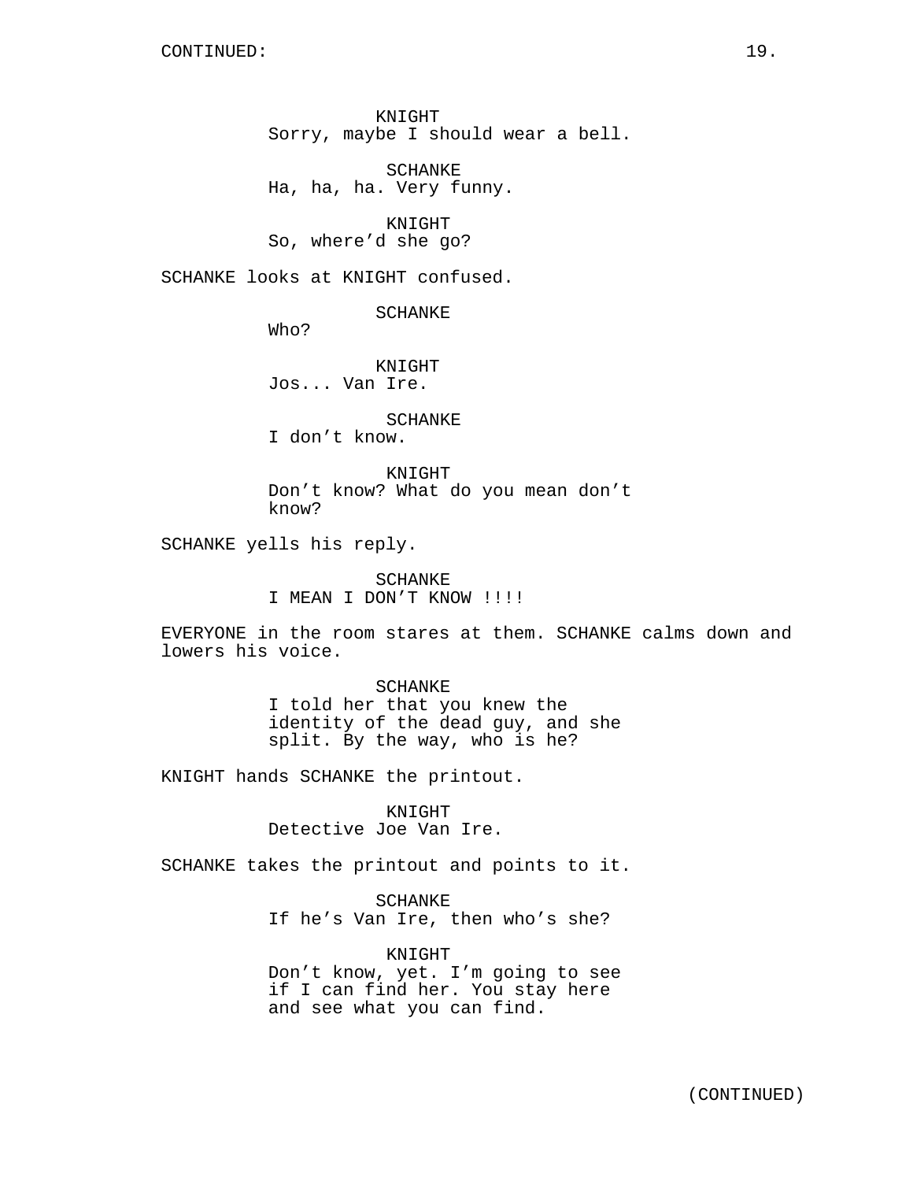CONTINUED:

KNIGHT
Sorry, maybe I should wear a bell.

SCHANKE
Ha, ha, ha. Very funny.

KNIGHT
So, where'd she go?

SCHANKE looks at KNIGHT confused.

SCHANKE
Who?

KNIGHT
Jos... Van Ire.

SCHANKE
I don't know.

KNIGHT
Don't know? What do you mean don't know?

SCHANKE yells his reply.

SCHANKE
I MEAN I DON'T KNOW !!!!

EVERYONE in the room stares at them. SCHANKE calms down and lowers his voice.

SCHANKE
I told her that you knew the identity of the dead guy, and she split. By the way, who is he?

KNIGHT hands SCHANKE the printout.

KNIGHT
Detective Joe Van Ire.

SCHANKE takes the printout and points to it.

SCHANKE
If he's Van Ire, then who's she?

KNIGHT
Don't know, yet. I'm going to see if I can find her. You stay here and see what you can find.

(CONTINUED)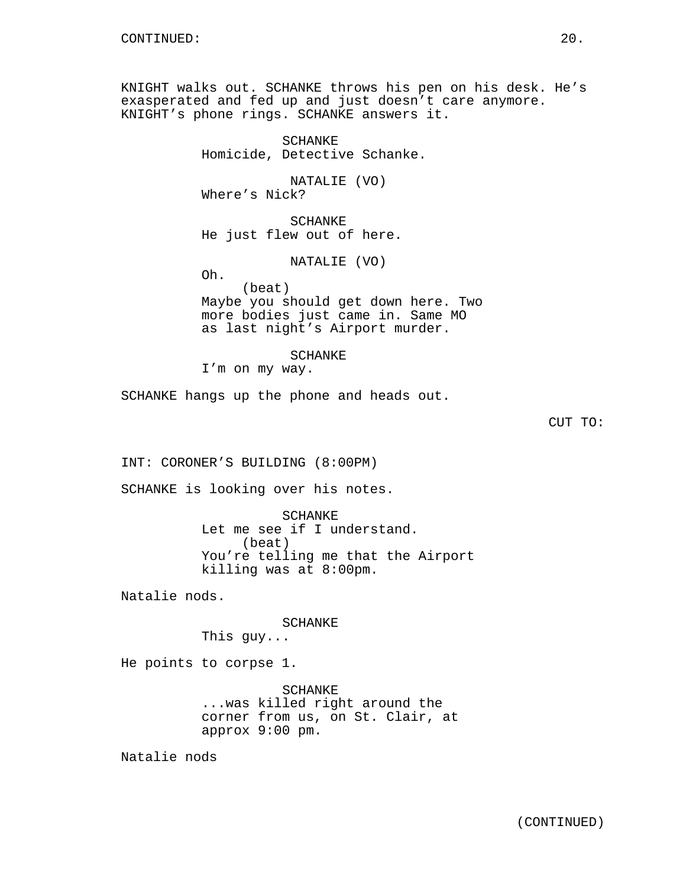CONTINUED:

KNIGHT walks out. SCHANKE throws his pen on his desk. He's exasperated and fed up and just doesn't care anymore. KNIGHT's phone rings. SCHANKE answers it.

SCHANKE
Homicide, Detective Schanke.

NATALIE (VO)
Where's Nick?

SCHANKE
He just flew out of here.

NATALIE (VO)
Oh.
(beat)
Maybe you should get down here. Two more bodies just came in. Same MO as last night's Airport murder.

SCHANKE
I'm on my way.

SCHANKE hangs up the phone and heads out.

CUT TO:

INT: CORONER'S BUILDING (8:00PM)

SCHANKE is looking over his notes.

SCHANKE
Let me see if I understand.
(beat)
You're telling me that the Airport killing was at 8:00pm.

Natalie nods.

SCHANKE
This guy...

He points to corpse 1.

SCHANKE
...was killed right around the corner from us, on St. Clair, at approx 9:00 pm.

Natalie nods

(CONTINUED)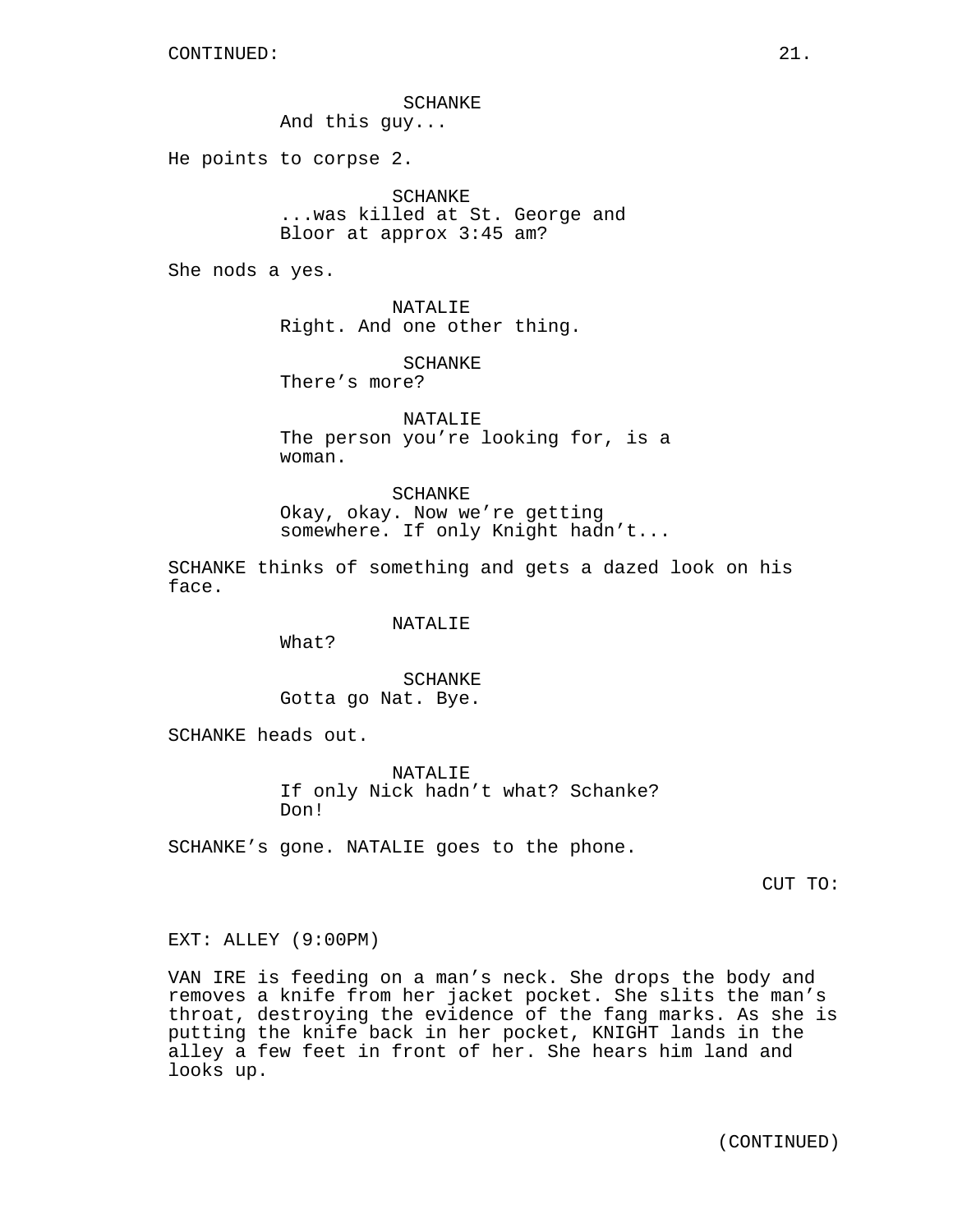SCHANKE
And this guy...

He points to corpse 2.

SCHANKE
...was killed at St. George and Bloor at approx 3:45 am?

She nods a yes.

NATALIE
Right. And one other thing.

SCHANKE
There's more?

NATALIE
The person you're looking for, is a woman.

SCHANKE
Okay, okay. Now we're getting somewhere. If only Knight hadn't...

SCHANKE thinks of something and gets a dazed look on his face.

NATALIE
What?

SCHANKE
Gotta go Nat. Bye.

SCHANKE heads out.

NATALIE
If only Nick hadn't what? Schanke? Don!

SCHANKE's gone. NATALIE goes to the phone.

CUT TO:

EXT: ALLEY (9:00PM)

VAN IRE is feeding on a man's neck. She drops the body and removes a knife from her jacket pocket. She slits the man's throat, destroying the evidence of the fang marks. As she is putting the knife back in her pocket, KNIGHT lands in the alley a few feet in front of her. She hears him land and looks up.

(CONTINUED)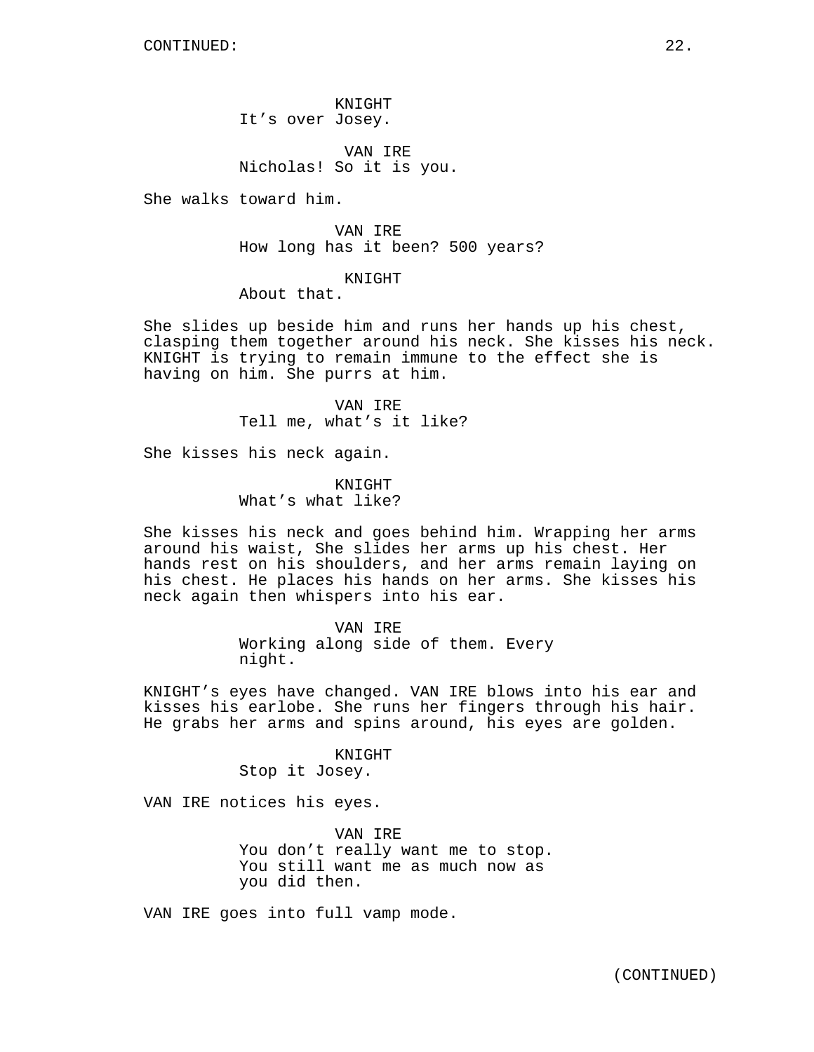KNIGHT
It's over Josey.

VAN IRE
Nicholas! So it is you.

She walks toward him.

VAN IRE
How long has it been? 500 years?

KNIGHT
About that.

She slides up beside him and runs her hands up his chest, clasping them together around his neck. She kisses his neck. KNIGHT is trying to remain immune to the effect she is having on him. She purrs at him.

VAN IRE
Tell me, what's it like?

She kisses his neck again.

KNIGHT
What's what like?

She kisses his neck and goes behind him. Wrapping her arms around his waist, She slides her arms up his chest. Her hands rest on his shoulders, and her arms remain laying on his chest. He places his hands on her arms. She kisses his neck again then whispers into his ear.

VAN IRE
Working along side of them. Every night.

KNIGHT's eyes have changed. VAN IRE blows into his ear and kisses his earlobe. She runs her fingers through his hair. He grabs her arms and spins around, his eyes are golden.

KNIGHT
Stop it Josey.

VAN IRE notices his eyes.

VAN IRE
You don't really want me to stop. You still want me as much now as you did then.

VAN IRE goes into full vamp mode.

(CONTINUED)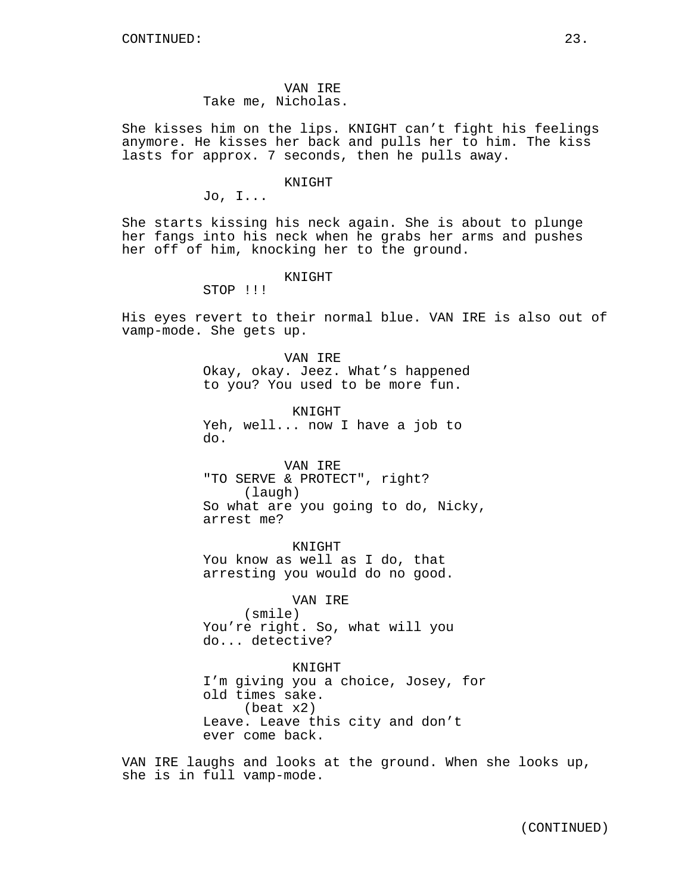CONTINUED:

VAN IRE
Take me, Nicholas.

She kisses him on the lips. KNIGHT can't fight his feelings anymore. He kisses her back and pulls her to him. The kiss lasts for approx. 7 seconds, then he pulls away.

KNIGHT
Jo, I...

She starts kissing his neck again. She is about to plunge her fangs into his neck when he grabs her arms and pushes her off of him, knocking her to the ground.

KNIGHT
STOP !!!

His eyes revert to their normal blue. VAN IRE is also out of vamp-mode. She gets up.

VAN IRE
Okay, okay. Jeez. What's happened to you? You used to be more fun.

KNIGHT
Yeh, well... now I have a job to do.

VAN IRE
"TO SERVE & PROTECT", right?
(laugh)
So what are you going to do, Nicky, arrest me?

KNIGHT
You know as well as I do, that arresting you would do no good.

VAN IRE
(smile)
You're right. So, what will you do... detective?

KNIGHT
I'm giving you a choice, Josey, for old times sake.
(beat x2)
Leave. Leave this city and don't ever come back.

VAN IRE laughs and looks at the ground. When she looks up, she is in full vamp-mode.

(CONTINUED)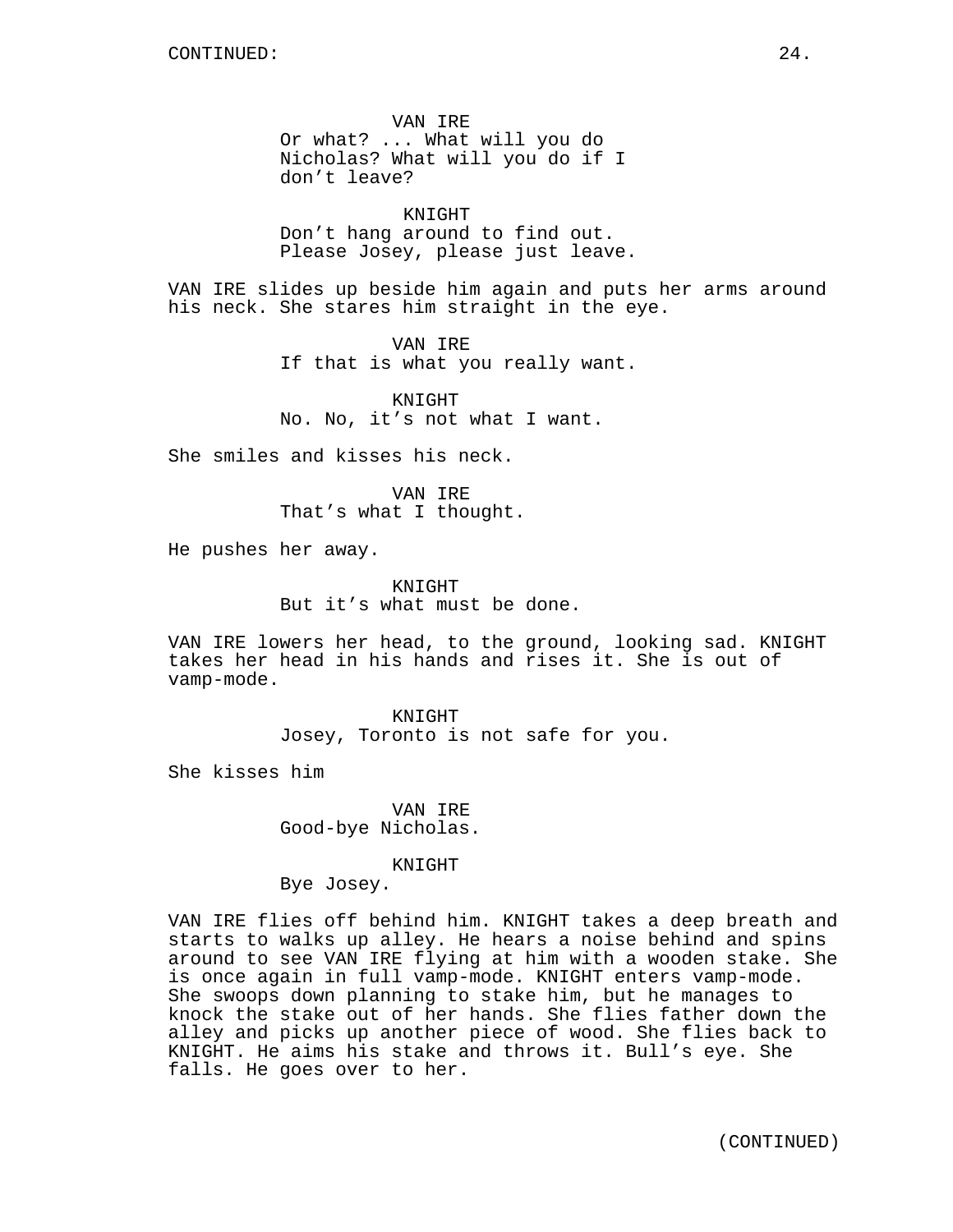VAN IRE
Or what? ... What will you do Nicholas? What will you do if I don't leave?

KNIGHT
Don't hang around to find out. Please Josey, please just leave.

VAN IRE slides up beside him again and puts her arms around his neck. She stares him straight in the eye.

VAN IRE
If that is what you really want.

KNIGHT
No. No, it's not what I want.

She smiles and kisses his neck.

VAN IRE
That's what I thought.

He pushes her away.

KNIGHT
But it's what must be done.

VAN IRE lowers her head, to the ground, looking sad. KNIGHT takes her head in his hands and rises it. She is out of vamp-mode.

KNIGHT
Josey, Toronto is not safe for you.

She kisses him

VAN IRE
Good-bye Nicholas.

KNIGHT
Bye Josey.

VAN IRE flies off behind him. KNIGHT takes a deep breath and starts to walks up alley. He hears a noise behind and spins around to see VAN IRE flying at him with a wooden stake. She is once again in full vamp-mode. KNIGHT enters vamp-mode. She swoops down planning to stake him, but he manages to knock the stake out of her hands. She flies father down the alley and picks up another piece of wood. She flies back to KNIGHT. He aims his stake and throws it. Bull's eye. She falls. He goes over to her.

(CONTINUED)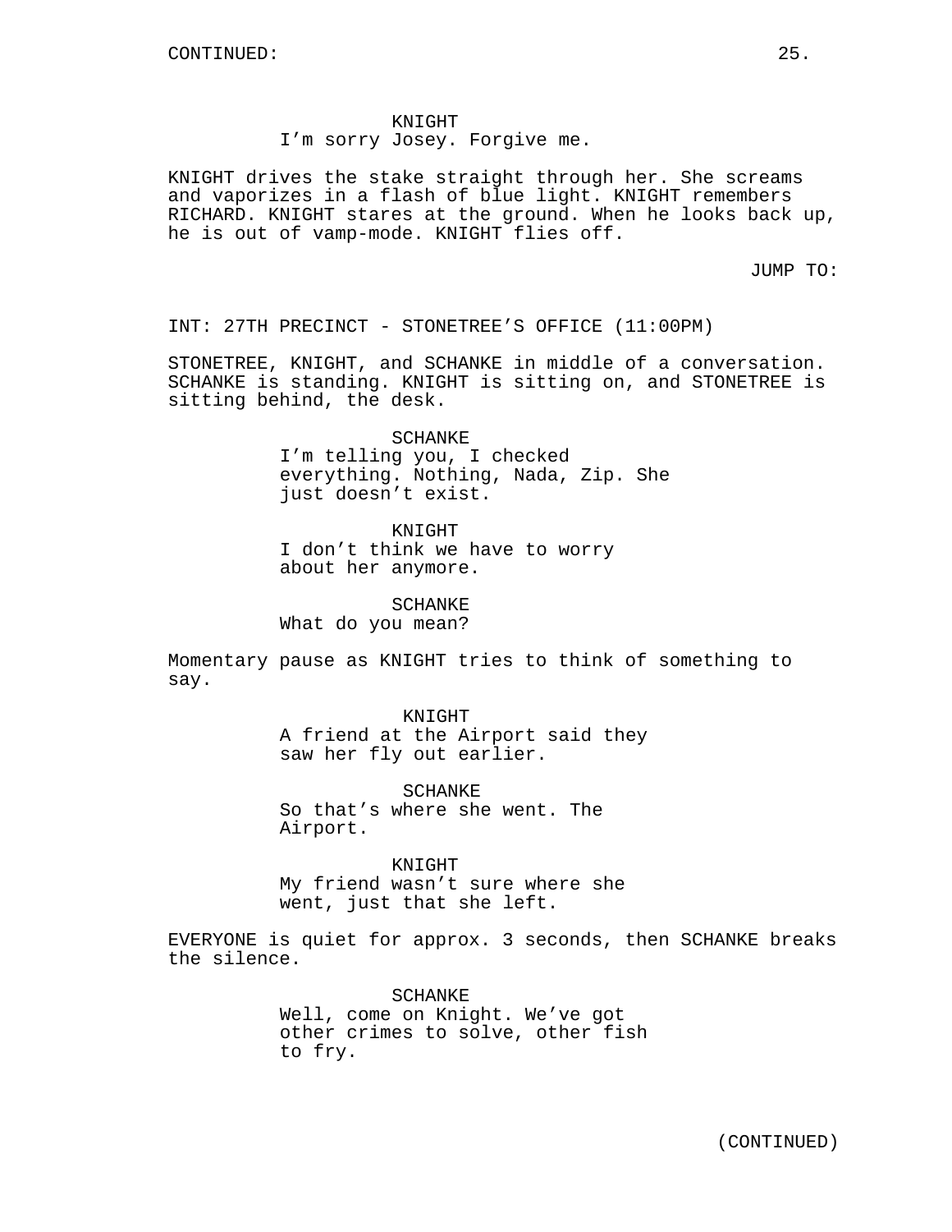KNIGHT
I'm sorry Josey. Forgive me.

KNIGHT drives the stake straight through her. She screams and vaporizes in a flash of blue light. KNIGHT remembers RICHARD. KNIGHT stares at the ground. When he looks back up, he is out of vamp-mode. KNIGHT flies off.

JUMP TO:

INT: 27TH PRECINCT - STONETREE'S OFFICE (11:00PM)

STONETREE, KNIGHT, and SCHANKE in middle of a conversation. SCHANKE is standing. KNIGHT is sitting on, and STONETREE is sitting behind, the desk.

SCHANKE
I'm telling you, I checked everything. Nothing, Nada, Zip. She just doesn't exist.

KNIGHT
I don't think we have to worry about her anymore.

SCHANKE
What do you mean?

Momentary pause as KNIGHT tries to think of something to say.

KNIGHT
A friend at the Airport said they saw her fly out earlier.

SCHANKE
So that's where she went. The Airport.

KNIGHT
My friend wasn't sure where she went, just that she left.

EVERYONE is quiet for approx. 3 seconds, then SCHANKE breaks the silence.

SCHANKE
Well, come on Knight. We've got other crimes to solve, other fish to fry.

(CONTINUED)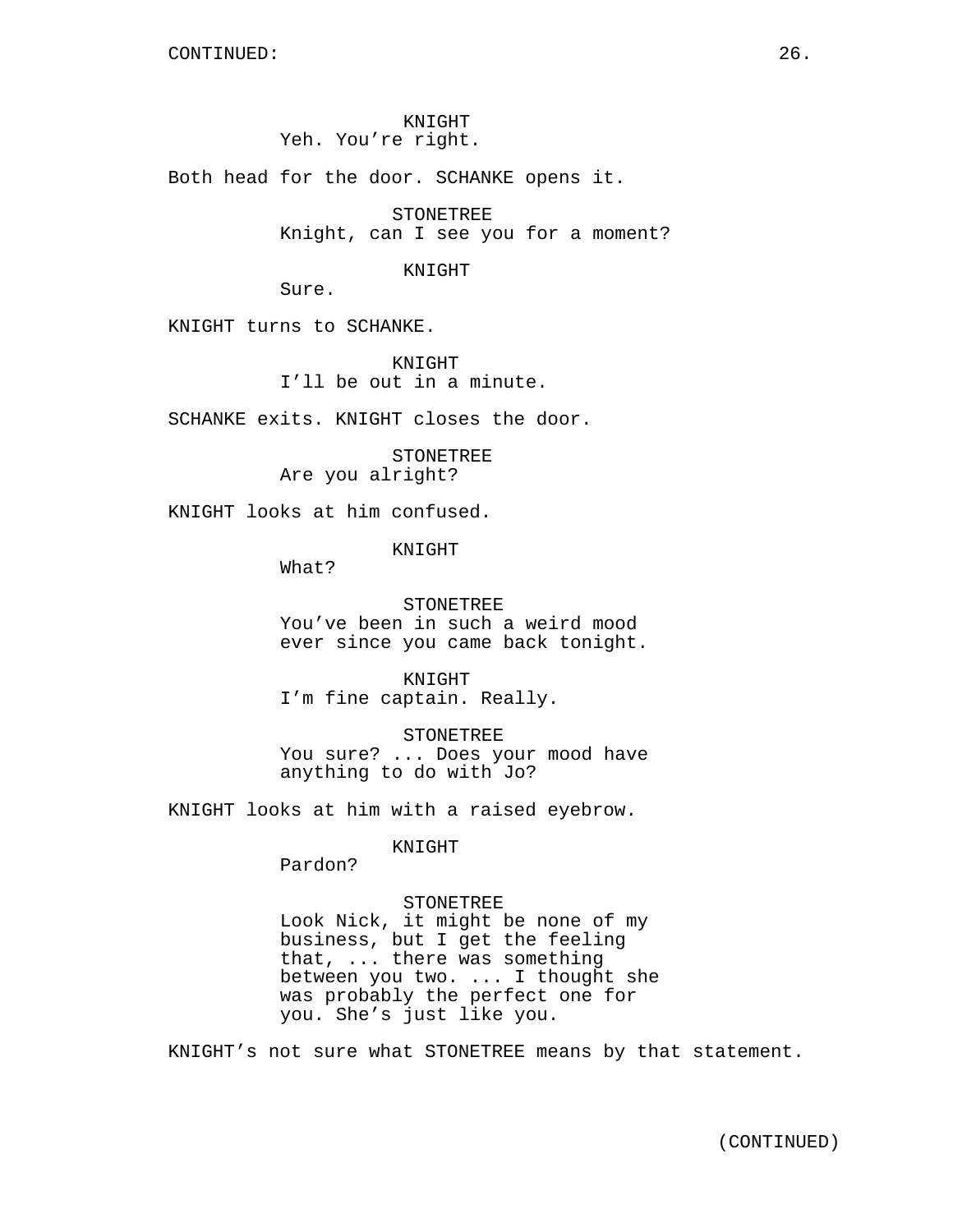KNIGHT
Yeh. You're right.

Both head for the door. SCHANKE opens it.

STONETREE
Knight, can I see you for a moment?

KNIGHT
Sure.

KNIGHT turns to SCHANKE.

KNIGHT
I'll be out in a minute.

SCHANKE exits. KNIGHT closes the door.

STONETREE
Are you alright?

KNIGHT looks at him confused.

KNIGHT
What?

STONETREE
You've been in such a weird mood ever since you came back tonight.

KNIGHT
I'm fine captain. Really.

STONETREE
You sure? ... Does your mood have anything to do with Jo?

KNIGHT looks at him with a raised eyebrow.

KNIGHT
Pardon?

STONETREE
Look Nick, it might be none of my business, but I get the feeling that, ... there was something between you two. ... I thought she was probably the perfect one for you. She's just like you.

KNIGHT's not sure what STONETREE means by that statement.

(CONTINUED)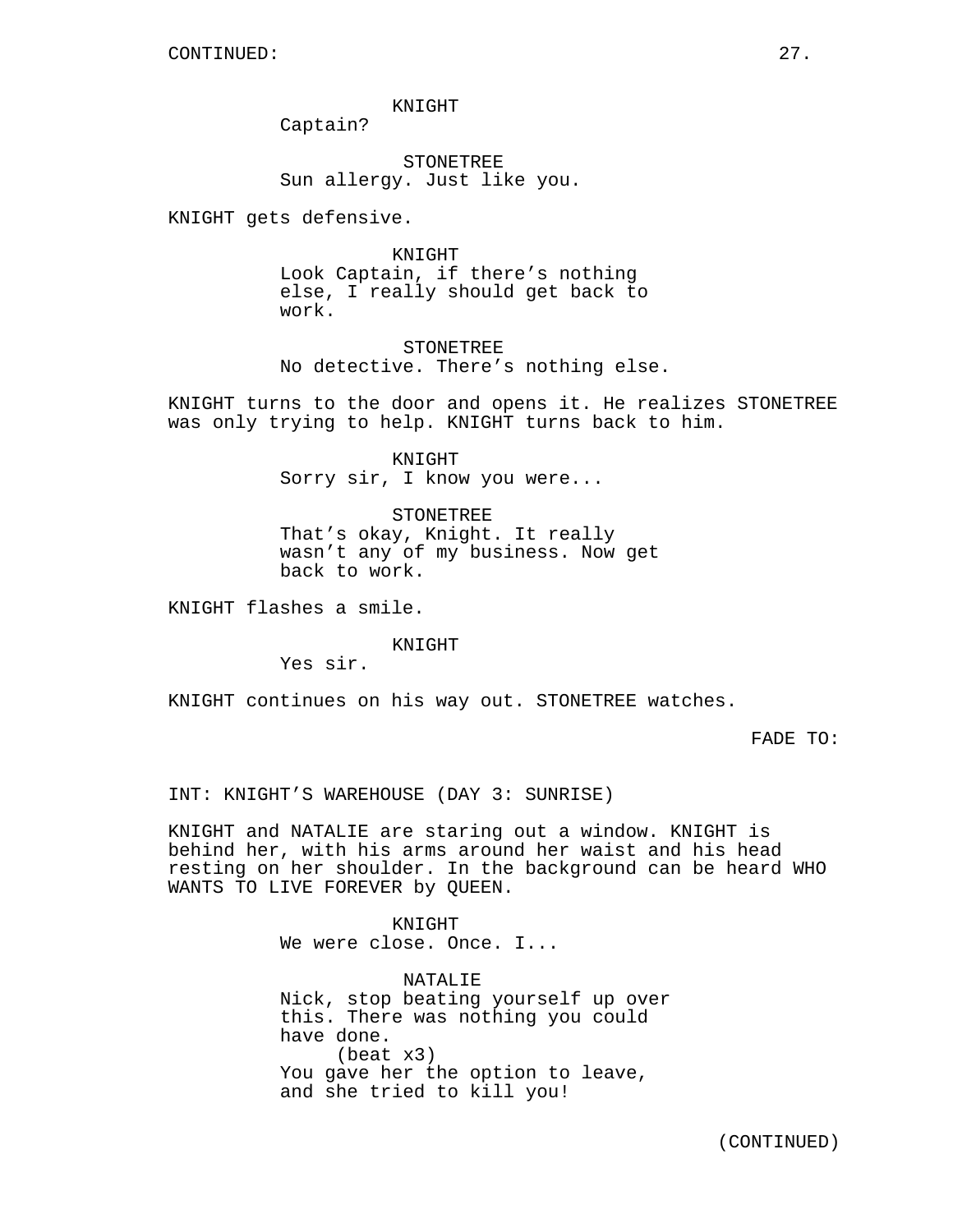CONTINUED:

KNIGHT
Captain?

STONETREE
Sun allergy. Just like you.

KNIGHT gets defensive.

KNIGHT
Look Captain, if there's nothing else, I really should get back to work.

STONETREE
No detective. There's nothing else.

KNIGHT turns to the door and opens it. He realizes STONETREE was only trying to help. KNIGHT turns back to him.

KNIGHT
Sorry sir, I know you were...

STONETREE
That's okay, Knight. It really wasn't any of my business. Now get back to work.

KNIGHT flashes a smile.

KNIGHT
Yes sir.

KNIGHT continues on his way out. STONETREE watches.

FADE TO:

INT: KNIGHT'S WAREHOUSE (DAY 3: SUNRISE)

KNIGHT and NATALIE are staring out a window. KNIGHT is behind her, with his arms around her waist and his head resting on her shoulder. In the background can be heard WHO WANTS TO LIVE FOREVER by QUEEN.

KNIGHT
We were close. Once. I...

NATALIE
Nick, stop beating yourself up over this. There was nothing you could have done.
(beat x3)
You gave her the option to leave, and she tried to kill you!

(CONTINUED)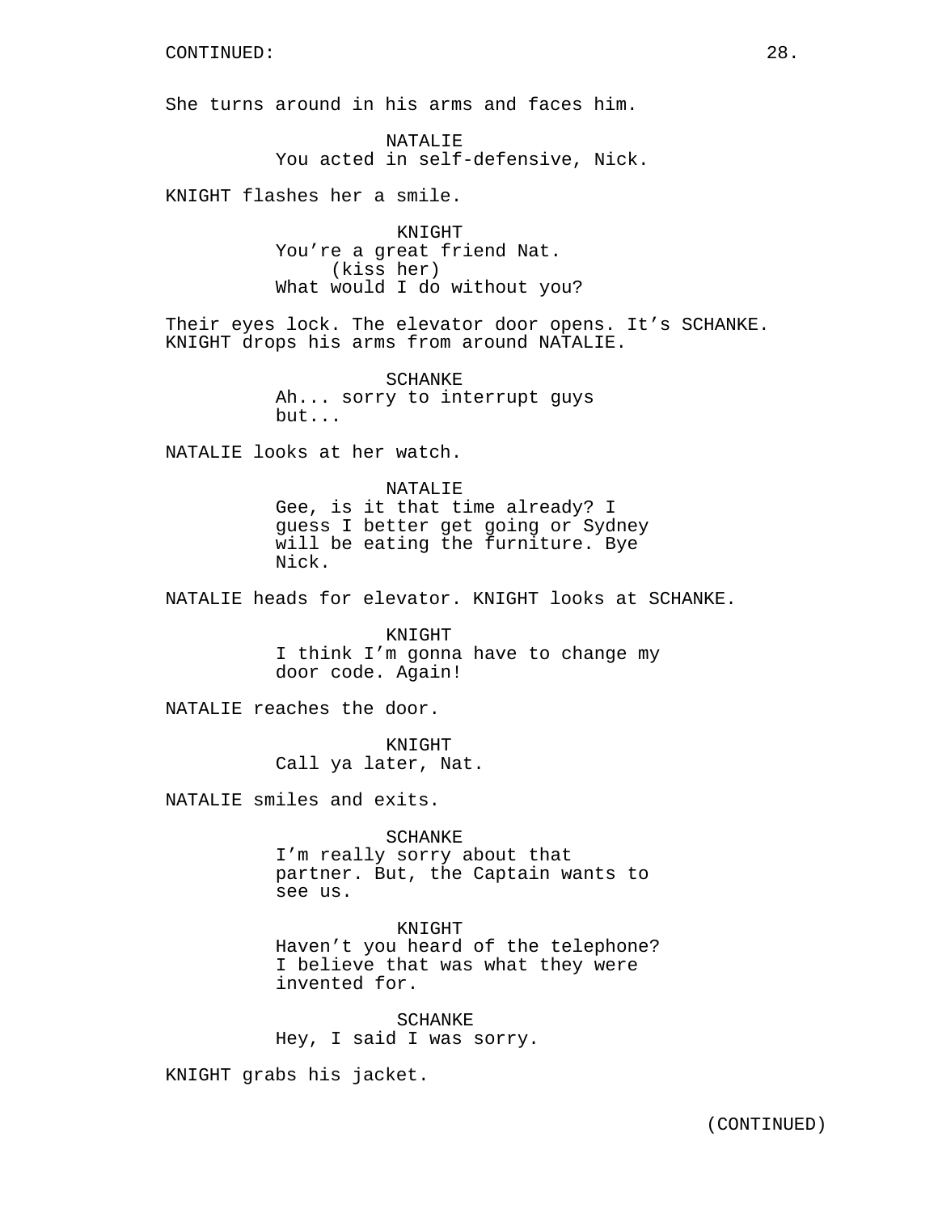CONTINUED:

She turns around in his arms and faces him.

NATALIE
You acted in self-defensive, Nick.

KNIGHT flashes her a smile.

KNIGHT
You're a great friend Nat.
(kiss her)
What would I do without you?

Their eyes lock. The elevator door opens. It's SCHANKE. KNIGHT drops his arms from around NATALIE.

SCHANKE
Ah... sorry to interrupt guys but...

NATALIE looks at her watch.

NATALIE
Gee, is it that time already? I guess I better get going or Sydney will be eating the furniture. Bye Nick.

NATALIE heads for elevator. KNIGHT looks at SCHANKE.

KNIGHT
I think I'm gonna have to change my door code. Again!

NATALIE reaches the door.

KNIGHT
Call ya later, Nat.

NATALIE smiles and exits.

SCHANKE
I'm really sorry about that partner. But, the Captain wants to see us.

KNIGHT
Haven't you heard of the telephone? I believe that was what they were invented for.

SCHANKE
Hey, I said I was sorry.

KNIGHT grabs his jacket.

(CONTINUED)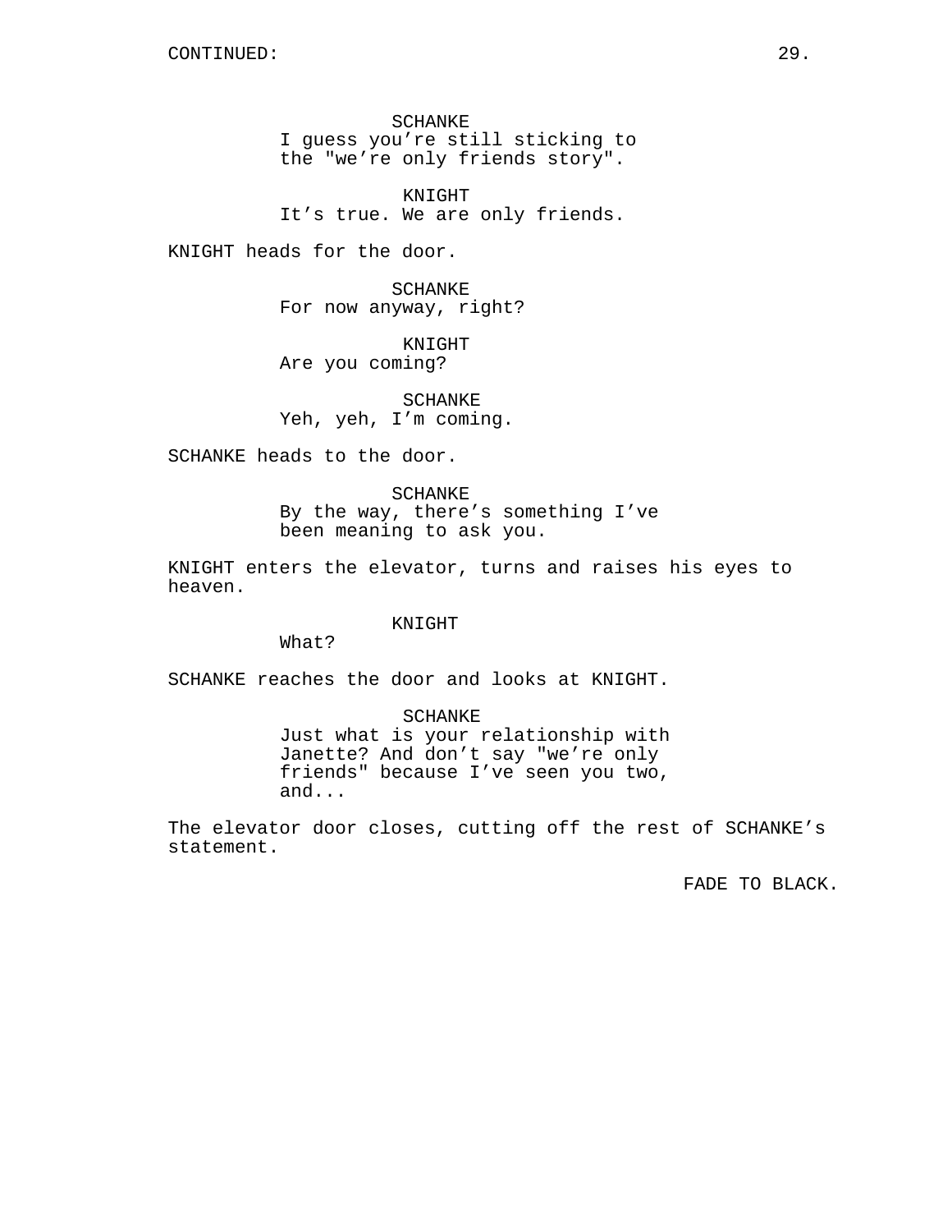CONTINUED:

SCHANKE
I guess you're still sticking to the "we're only friends story".

KNIGHT
It's true. We are only friends.

KNIGHT heads for the door.

SCHANKE
For now anyway, right?

KNIGHT
Are you coming?

SCHANKE
Yeh, yeh, I'm coming.

SCHANKE heads to the door.

SCHANKE
By the way, there's something I've been meaning to ask you.

KNIGHT enters the elevator, turns and raises his eyes to heaven.

KNIGHT
What?

SCHANKE reaches the door and looks at KNIGHT.

SCHANKE
Just what is your relationship with Janette? And don't say "we're only friends" because I've seen you two, and...

The elevator door closes, cutting off the rest of SCHANKE's statement.

FADE TO BLACK.